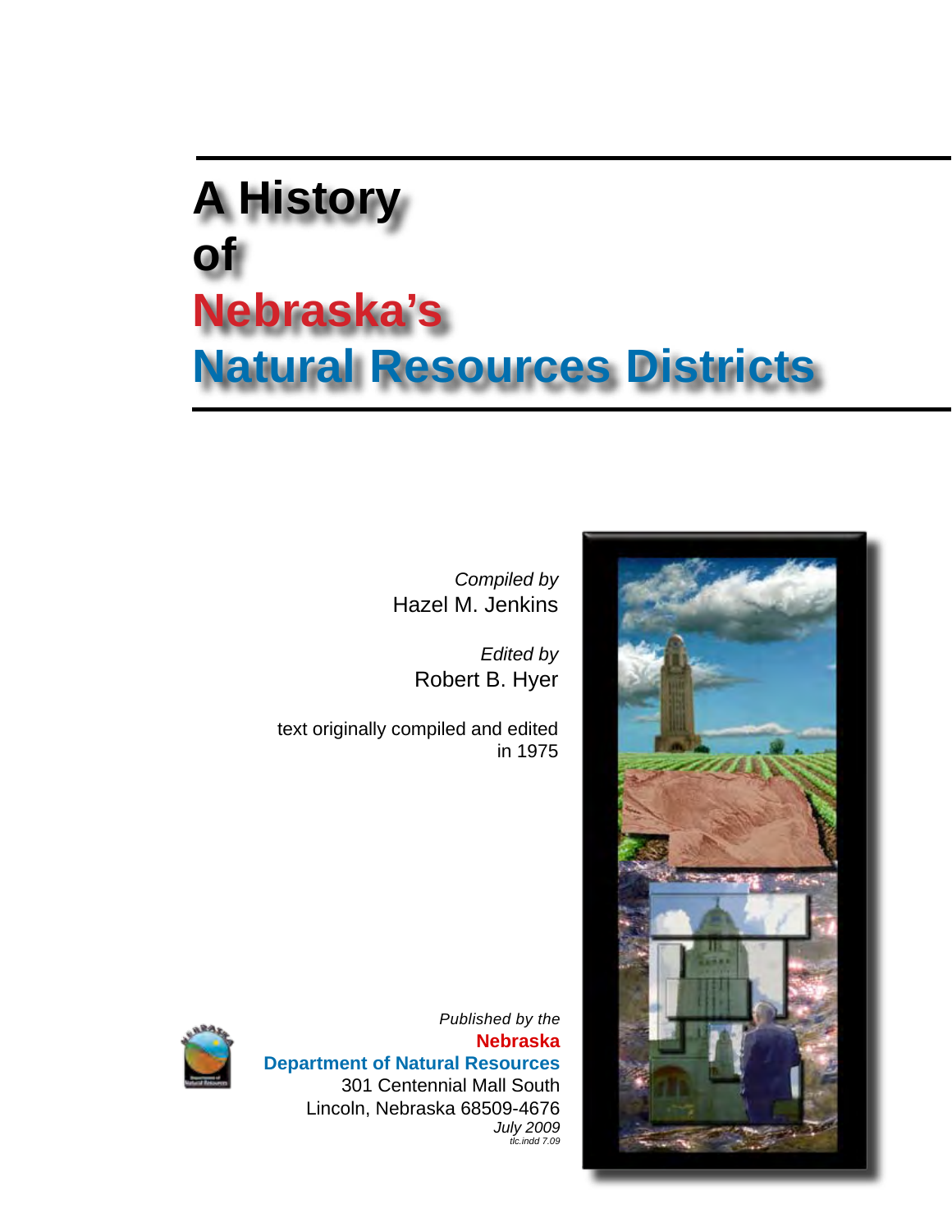# A History of Nebraska's Natural Resources Districts

*Compiled by*
Hazel M. Jenkins

*Edited by*
Robert B. Hyer

text originally compiled and edited in 1975

*Published by the*
**Nebraska**
**Department of Natural Resources**
301 Centennial Mall South
Lincoln, Nebraska 68509-4676
*July 2009*
*tlc.indd 7.09*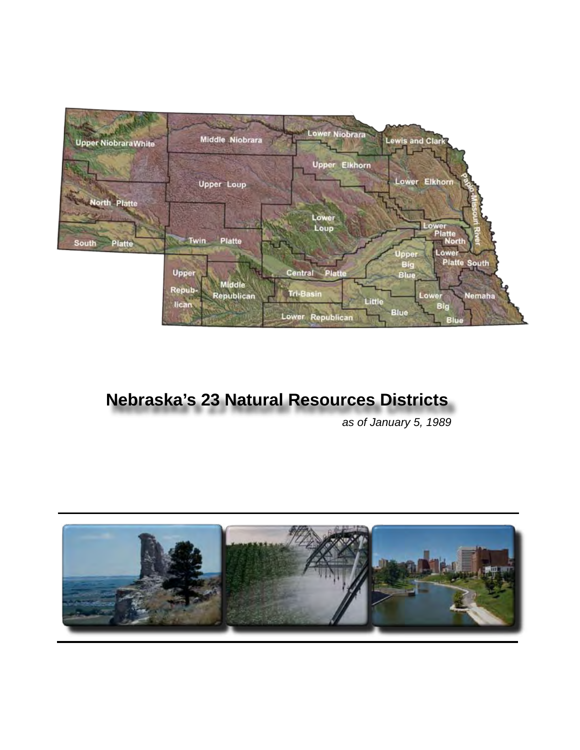# Nebraska's 23 Natural Resources Districts

*as of January 5, 1989*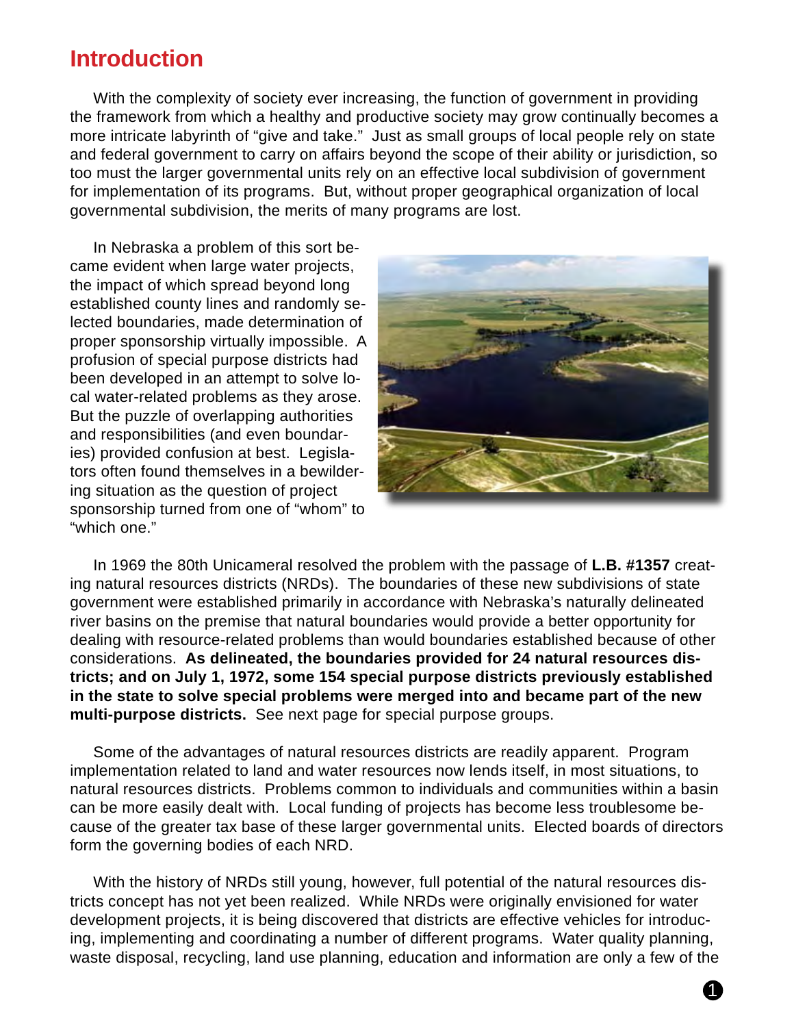# Introduction

With the complexity of society ever increasing, the function of government in providing the framework from which a healthy and productive society may grow continually becomes a more intricate labyrinth of "give and take." Just as small groups of local people rely on state and federal government to carry on affairs beyond the scope of their ability or jurisdiction, so too must the larger governmental units rely on an effective local subdivision of government for implementation of its programs. But, without proper geographical organization of local governmental subdivision, the merits of many programs are lost.

In Nebraska a problem of this sort became evident when large water projects, the impact of which spread beyond long established county lines and randomly selected boundaries, made determination of proper sponsorship virtually impossible. A profusion of special purpose districts had been developed in an attempt to solve local water-related problems as they arose. But the puzzle of overlapping authorities and responsibilities (and even boundaries) provided confusion at best. Legislators often found themselves in a bewildering situation as the question of project sponsorship turned from one of "whom" to "which one."

In 1969 the 80th Unicameral resolved the problem with the passage of **L.B. #1357** creating natural resources districts (NRDs). The boundaries of these new subdivisions of state government were established primarily in accordance with Nebraska's naturally delineated river basins on the premise that natural boundaries would provide a better opportunity for dealing with resource-related problems than would boundaries established because of other considerations. **As delineated, the boundaries provided for 24 natural resources districts; and on July 1, 1972, some 154 special purpose districts previously established in the state to solve special problems were merged into and became part of the new multi-purpose districts.** See next page for special purpose groups.

Some of the advantages of natural resources districts are readily apparent. Program implementation related to land and water resources now lends itself, in most situations, to natural resources districts. Problems common to individuals and communities within a basin can be more easily dealt with. Local funding of projects has become less troublesome because of the greater tax base of these larger governmental units. Elected boards of directors form the governing bodies of each NRD.

With the history of NRDs still young, however, full potential of the natural resources districts concept has not yet been realized. While NRDs were originally envisioned for water development projects, it is being discovered that districts are effective vehicles for introducing, implementing and coordinating a number of different programs. Water quality planning, waste disposal, recycling, land use planning, education and information are only a few of the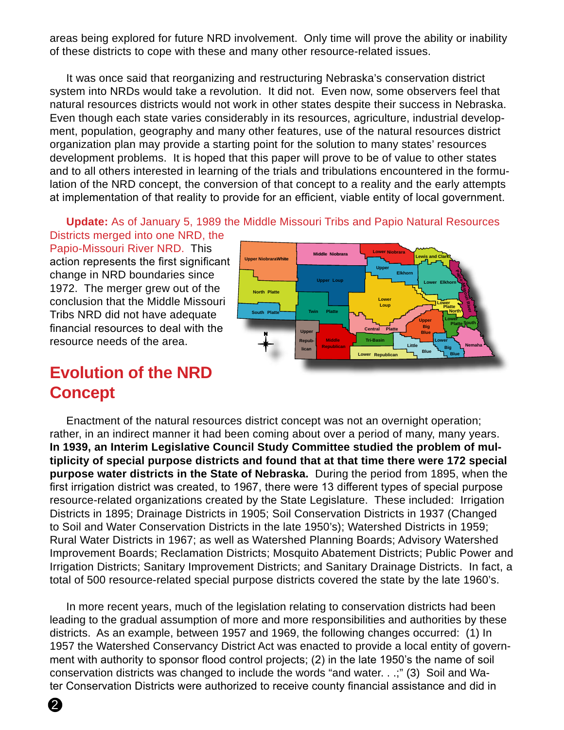areas being explored for future NRD involvement. Only time will prove the ability or inability of these districts to cope with these and many other resource-related issues.

It was once said that reorganizing and restructuring Nebraska's conservation district system into NRDs would take a revolution. It did not. Even now, some observers feel that natural resources districts would not work in other states despite their success in Nebraska. Even though each state varies considerably in its resources, agriculture, industrial development, population, geography and many other features, use of the natural resources district organization plan may provide a starting point for the solution to many states' resources development problems. It is hoped that this paper will prove to be of value to other states and to all others interested in learning of the trials and tribulations encountered in the formulation of the NRD concept, the conversion of that concept to a reality and the early attempts at implementation of that reality to provide for an efficient, viable entity of local government.

**Update:** As of January 5, 1989 the Middle Missouri Tribs and Papio Natural Resources Districts merged into one NRD, the Papio-Missouri River NRD. This action represents the first significant change in NRD boundaries since 1972. The merger grew out of the conclusion that the Middle Missouri Tribs NRD did not have adequate financial resources to deal with the resource needs of the area.

## Evolution of the NRD Concept

Enactment of the natural resources district concept was not an overnight operation; rather, in an indirect manner it had been coming about over a period of many, many years. **In 1939, an Interim Legislative Council Study Committee studied the problem of multiplicity of special purpose districts and found that at that time there were 172 special purpose water districts in the State of Nebraska.** During the period from 1895, when the first irrigation district was created, to 1967, there were 13 different types of special purpose resource-related organizations created by the State Legislature. These included: Irrigation Districts in 1895; Drainage Districts in 1905; Soil Conservation Districts in 1937 (Changed to Soil and Water Conservation Districts in the late 1950's); Watershed Districts in 1959; Rural Water Districts in 1967; as well as Watershed Planning Boards; Advisory Watershed Improvement Boards; Reclamation Districts; Mosquito Abatement Districts; Public Power and Irrigation Districts; Sanitary Improvement Districts; and Sanitary Drainage Districts. In fact, a total of 500 resource-related special purpose districts covered the state by the late 1960's.

In more recent years, much of the legislation relating to conservation districts had been leading to the gradual assumption of more and more responsibilities and authorities by these districts. As an example, between 1957 and 1969, the following changes occurred: (1) In 1957 the Watershed Conservancy District Act was enacted to provide a local entity of government with authority to sponsor flood control projects; (2) in the late 1950's the name of soil conservation districts was changed to include the words "and water. . .;" (3) Soil and Water Conservation Districts were authorized to receive county financial assistance and did in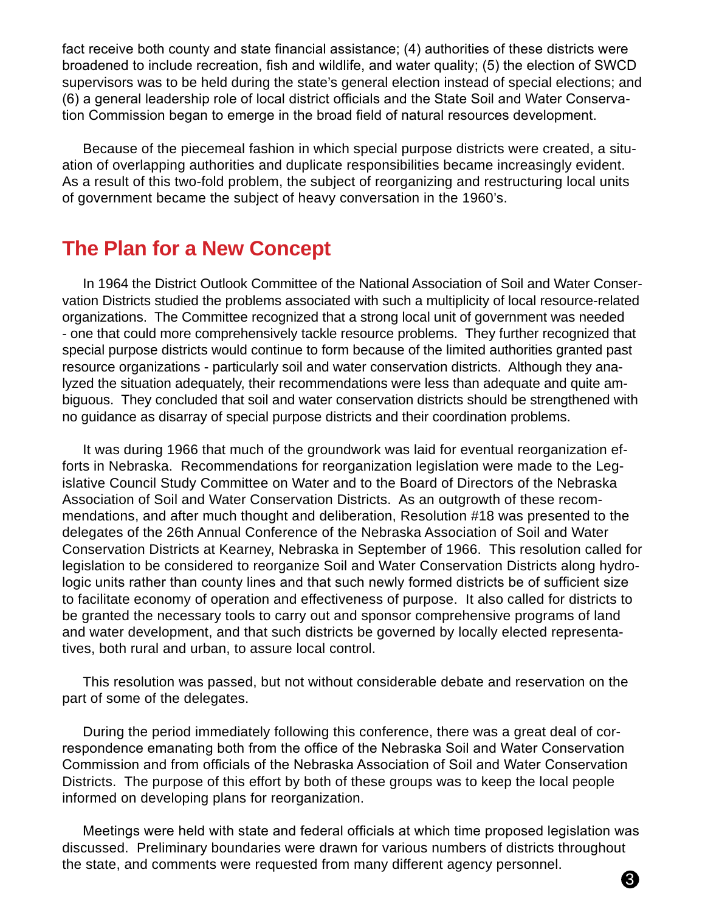fact receive both county and state financial assistance; (4) authorities of these districts were broadened to include recreation, fish and wildlife, and water quality; (5) the election of SWCD supervisors was to be held during the state's general election instead of special elections; and (6) a general leadership role of local district officials and the State Soil and Water Conservation Commission began to emerge in the broad field of natural resources development.

Because of the piecemeal fashion in which special purpose districts were created, a situation of overlapping authorities and duplicate responsibilities became increasingly evident. As a result of this two-fold problem, the subject of reorganizing and restructuring local units of government became the subject of heavy conversation in the 1960's.

## The Plan for a New Concept

In 1964 the District Outlook Committee of the National Association of Soil and Water Conservation Districts studied the problems associated with such a multiplicity of local resource-related organizations. The Committee recognized that a strong local unit of government was needed - one that could more comprehensively tackle resource problems. They further recognized that special purpose districts would continue to form because of the limited authorities granted past resource organizations - particularly soil and water conservation districts. Although they analyzed the situation adequately, their recommendations were less than adequate and quite ambiguous. They concluded that soil and water conservation districts should be strengthened with no guidance as disarray of special purpose districts and their coordination problems.

It was during 1966 that much of the groundwork was laid for eventual reorganization efforts in Nebraska. Recommendations for reorganization legislation were made to the Legislative Council Study Committee on Water and to the Board of Directors of the Nebraska Association of Soil and Water Conservation Districts. As an outgrowth of these recommendations, and after much thought and deliberation, Resolution #18 was presented to the delegates of the 26th Annual Conference of the Nebraska Association of Soil and Water Conservation Districts at Kearney, Nebraska in September of 1966. This resolution called for legislation to be considered to reorganize Soil and Water Conservation Districts along hydrologic units rather than county lines and that such newly formed districts be of sufficient size to facilitate economy of operation and effectiveness of purpose. It also called for districts to be granted the necessary tools to carry out and sponsor comprehensive programs of land and water development, and that such districts be governed by locally elected representatives, both rural and urban, to assure local control.

This resolution was passed, but not without considerable debate and reservation on the part of some of the delegates.

During the period immediately following this conference, there was a great deal of correspondence emanating both from the office of the Nebraska Soil and Water Conservation Commission and from officials of the Nebraska Association of Soil and Water Conservation Districts. The purpose of this effort by both of these groups was to keep the local people informed on developing plans for reorganization.

Meetings were held with state and federal officials at which time proposed legislation was discussed. Preliminary boundaries were drawn for various numbers of districts throughout the state, and comments were requested from many different agency personnel.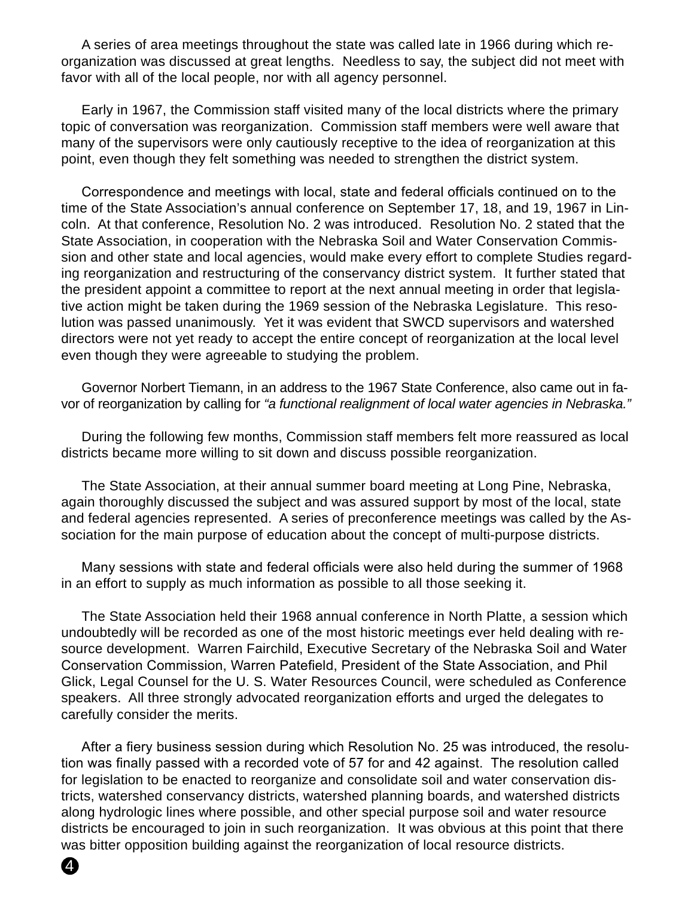A series of area meetings throughout the state was called late in 1966 during which reorganization was discussed at great lengths. Needless to say, the subject did not meet with favor with all of the local people, nor with all agency personnel.

Early in 1967, the Commission staff visited many of the local districts where the primary topic of conversation was reorganization. Commission staff members were well aware that many of the supervisors were only cautiously receptive to the idea of reorganization at this point, even though they felt something was needed to strengthen the district system.

Correspondence and meetings with local, state and federal officials continued on to the time of the State Association's annual conference on September 17, 18, and 19, 1967 in Lincoln. At that conference, Resolution No. 2 was introduced. Resolution No. 2 stated that the State Association, in cooperation with the Nebraska Soil and Water Conservation Commission and other state and local agencies, would make every effort to complete Studies regarding reorganization and restructuring of the conservancy district system. It further stated that the president appoint a committee to report at the next annual meeting in order that legislative action might be taken during the 1969 session of the Nebraska Legislature. This resolution was passed unanimously. Yet it was evident that SWCD supervisors and watershed directors were not yet ready to accept the entire concept of reorganization at the local level even though they were agreeable to studying the problem.

Governor Norbert Tiemann, in an address to the 1967 State Conference, also came out in favor of reorganization by calling for *"a functional realignment of local water agencies in Nebraska."*

During the following few months, Commission staff members felt more reassured as local districts became more willing to sit down and discuss possible reorganization.

The State Association, at their annual summer board meeting at Long Pine, Nebraska, again thoroughly discussed the subject and was assured support by most of the local, state and federal agencies represented. A series of preconference meetings was called by the Association for the main purpose of education about the concept of multi-purpose districts.

Many sessions with state and federal officials were also held during the summer of 1968 in an effort to supply as much information as possible to all those seeking it.

The State Association held their 1968 annual conference in North Platte, a session which undoubtedly will be recorded as one of the most historic meetings ever held dealing with resource development. Warren Fairchild, Executive Secretary of the Nebraska Soil and Water Conservation Commission, Warren Patefield, President of the State Association, and Phil Glick, Legal Counsel for the U. S. Water Resources Council, were scheduled as Conference speakers. All three strongly advocated reorganization efforts and urged the delegates to carefully consider the merits.

After a fiery business session during which Resolution No. 25 was introduced, the resolution was finally passed with a recorded vote of 57 for and 42 against. The resolution called for legislation to be enacted to reorganize and consolidate soil and water conservation districts, watershed conservancy districts, watershed planning boards, and watershed districts along hydrologic lines where possible, and other special purpose soil and water resource districts be encouraged to join in such reorganization. It was obvious at this point that there was bitter opposition building against the reorganization of local resource districts.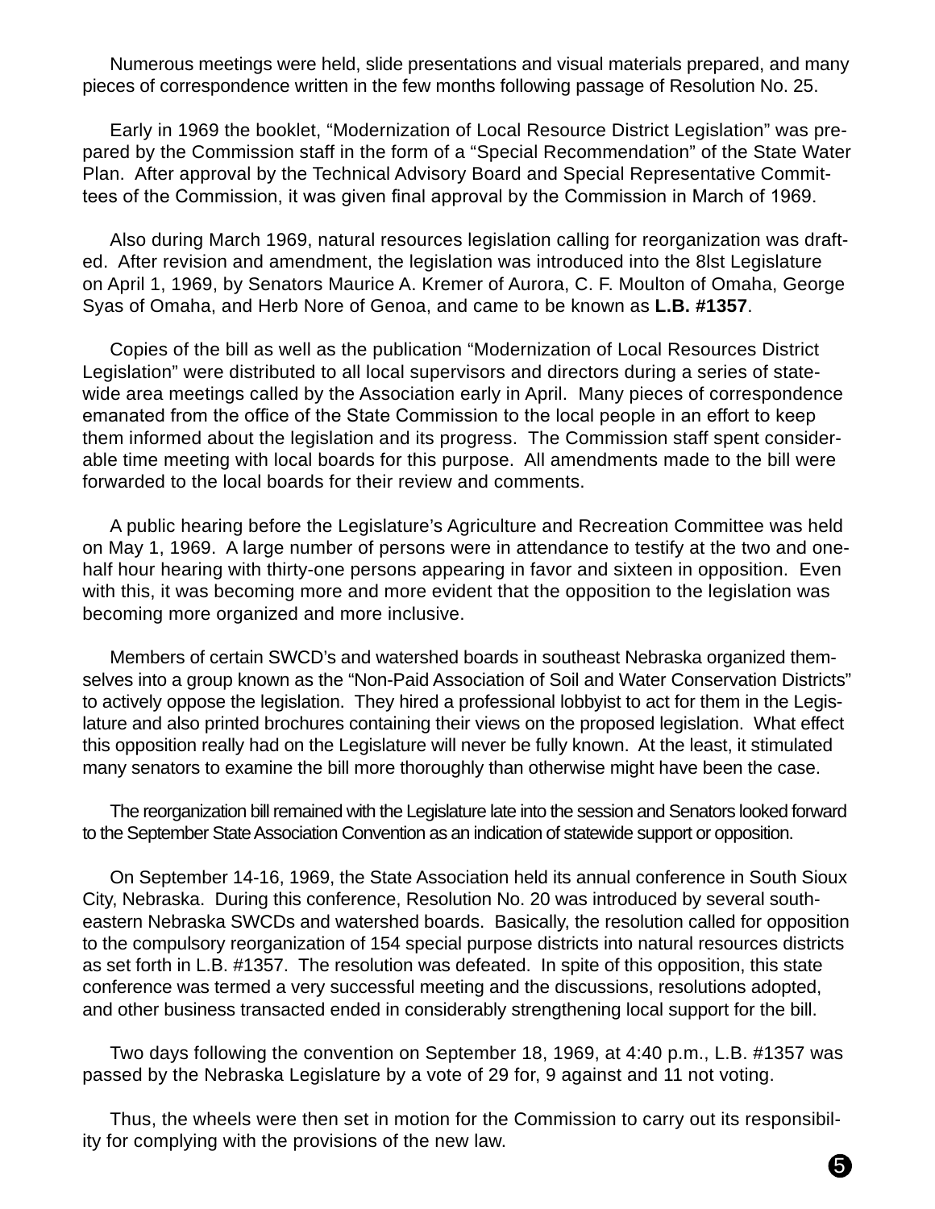Numerous meetings were held, slide presentations and visual materials prepared, and many pieces of correspondence written in the few months following passage of Resolution No. 25.

Early in 1969 the booklet, "Modernization of Local Resource District Legislation" was prepared by the Commission staff in the form of a "Special Recommendation" of the State Water Plan. After approval by the Technical Advisory Board and Special Representative Committees of the Commission, it was given final approval by the Commission in March of 1969.

Also during March 1969, natural resources legislation calling for reorganization was drafted. After revision and amendment, the legislation was introduced into the 8lst Legislature on April 1, 1969, by Senators Maurice A. Kremer of Aurora, C. F. Moulton of Omaha, George Syas of Omaha, and Herb Nore of Genoa, and came to be known as **L.B. #1357**.

Copies of the bill as well as the publication "Modernization of Local Resources District Legislation" were distributed to all local supervisors and directors during a series of statewide area meetings called by the Association early in April. Many pieces of correspondence emanated from the office of the State Commission to the local people in an effort to keep them informed about the legislation and its progress. The Commission staff spent considerable time meeting with local boards for this purpose. All amendments made to the bill were forwarded to the local boards for their review and comments.

A public hearing before the Legislature's Agriculture and Recreation Committee was held on May 1, 1969. A large number of persons were in attendance to testify at the two and one-half hour hearing with thirty-one persons appearing in favor and sixteen in opposition. Even with this, it was becoming more and more evident that the opposition to the legislation was becoming more organized and more inclusive.

Members of certain SWCD's and watershed boards in southeast Nebraska organized themselves into a group known as the "Non-Paid Association of Soil and Water Conservation Districts" to actively oppose the legislation. They hired a professional lobbyist to act for them in the Legislature and also printed brochures containing their views on the proposed legislation. What effect this opposition really had on the Legislature will never be fully known. At the least, it stimulated many senators to examine the bill more thoroughly than otherwise might have been the case.

The reorganization bill remained with the Legislature late into the session and Senators looked forward to the September State Association Convention as an indication of statewide support or opposition.

On September 14-16, 1969, the State Association held its annual conference in South Sioux City, Nebraska. During this conference, Resolution No. 20 was introduced by several southeastern Nebraska SWCDs and watershed boards. Basically, the resolution called for opposition to the compulsory reorganization of 154 special purpose districts into natural resources districts as set forth in L.B. #1357. The resolution was defeated. In spite of this opposition, this state conference was termed a very successful meeting and the discussions, resolutions adopted, and other business transacted ended in considerably strengthening local support for the bill.

Two days following the convention on September 18, 1969, at 4:40 p.m., L.B. #1357 was passed by the Nebraska Legislature by a vote of 29 for, 9 against and 11 not voting.

Thus, the wheels were then set in motion for the Commission to carry out its responsibility for complying with the provisions of the new law.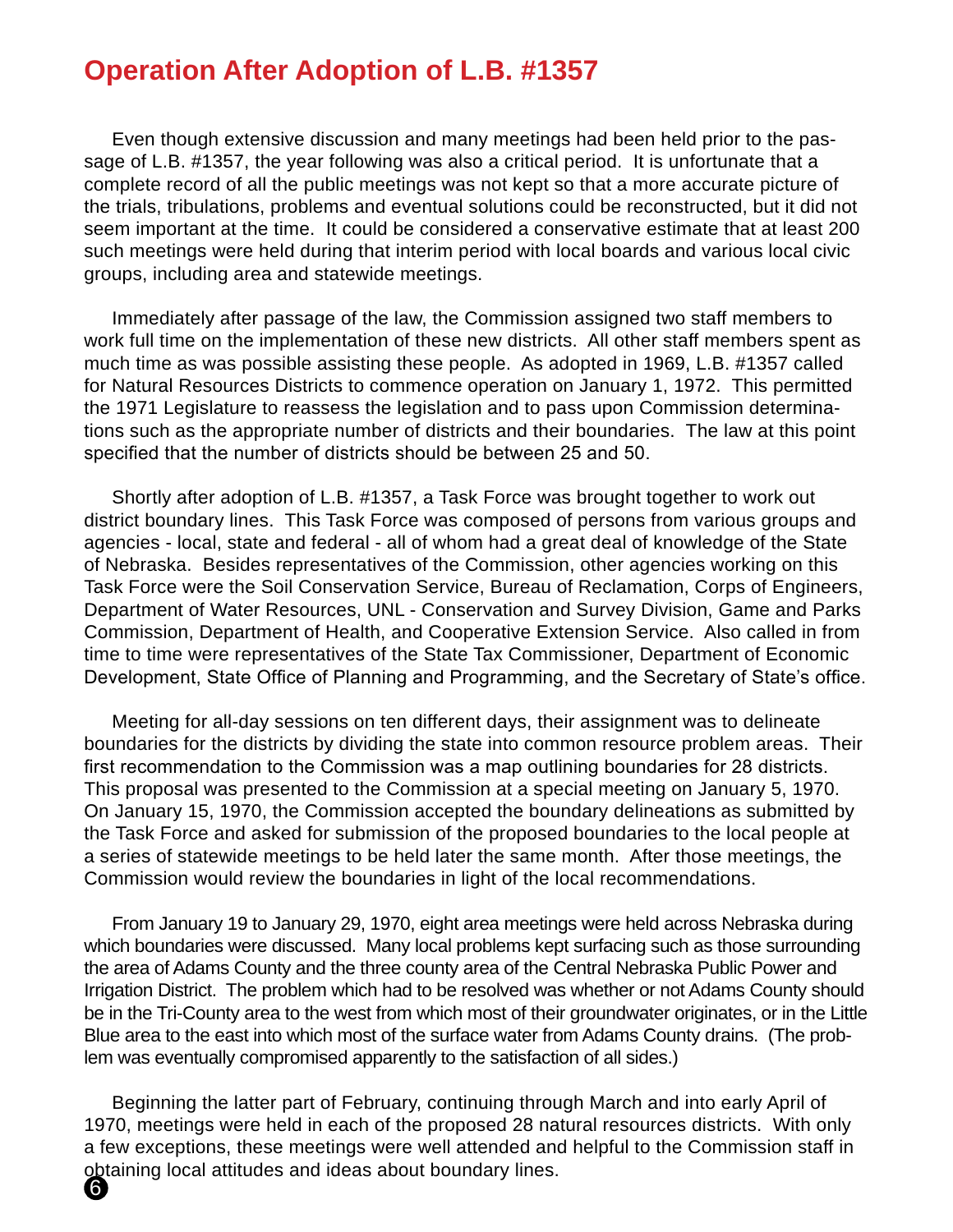## Operation After Adoption of L.B. #1357

Even though extensive discussion and many meetings had been held prior to the passage of L.B. #1357, the year following was also a critical period. It is unfortunate that a complete record of all the public meetings was not kept so that a more accurate picture of the trials, tribulations, problems and eventual solutions could be reconstructed, but it did not seem important at the time. It could be considered a conservative estimate that at least 200 such meetings were held during that interim period with local boards and various local civic groups, including area and statewide meetings.

Immediately after passage of the law, the Commission assigned two staff members to work full time on the implementation of these new districts. All other staff members spent as much time as was possible assisting these people. As adopted in 1969, L.B. #1357 called for Natural Resources Districts to commence operation on January 1, 1972. This permitted the 1971 Legislature to reassess the legislation and to pass upon Commission determinations such as the appropriate number of districts and their boundaries. The law at this point specified that the number of districts should be between 25 and 50.

Shortly after adoption of L.B. #1357, a Task Force was brought together to work out district boundary lines. This Task Force was composed of persons from various groups and agencies - local, state and federal - all of whom had a great deal of knowledge of the State of Nebraska. Besides representatives of the Commission, other agencies working on this Task Force were the Soil Conservation Service, Bureau of Reclamation, Corps of Engineers, Department of Water Resources, UNL - Conservation and Survey Division, Game and Parks Commission, Department of Health, and Cooperative Extension Service. Also called in from time to time were representatives of the State Tax Commissioner, Department of Economic Development, State Office of Planning and Programming, and the Secretary of State's office.

Meeting for all-day sessions on ten different days, their assignment was to delineate boundaries for the districts by dividing the state into common resource problem areas. Their first recommendation to the Commission was a map outlining boundaries for 28 districts. This proposal was presented to the Commission at a special meeting on January 5, 1970. On January 15, 1970, the Commission accepted the boundary delineations as submitted by the Task Force and asked for submission of the proposed boundaries to the local people at a series of statewide meetings to be held later the same month. After those meetings, the Commission would review the boundaries in light of the local recommendations.

From January 19 to January 29, 1970, eight area meetings were held across Nebraska during which boundaries were discussed. Many local problems kept surfacing such as those surrounding the area of Adams County and the three county area of the Central Nebraska Public Power and Irrigation District. The problem which had to be resolved was whether or not Adams County should be in the Tri-County area to the west from which most of their groundwater originates, or in the Little Blue area to the east into which most of the surface water from Adams County drains. (The problem was eventually compromised apparently to the satisfaction of all sides.)

Beginning the latter part of February, continuing through March and into early April of 1970, meetings were held in each of the proposed 28 natural resources districts. With only a few exceptions, these meetings were well attended and helpful to the Commission staff in obtaining local attitudes and ideas about boundary lines.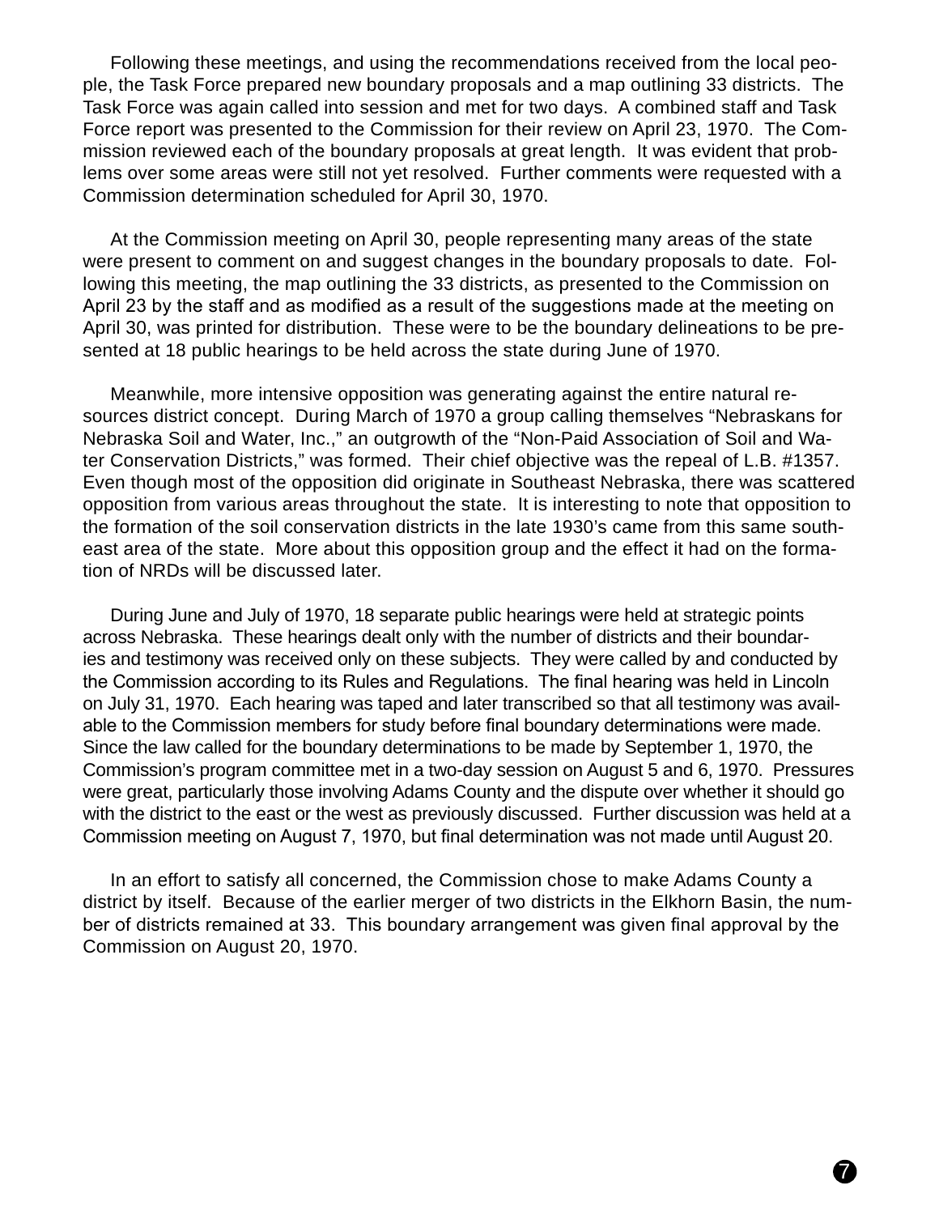Following these meetings, and using the recommendations received from the local people, the Task Force prepared new boundary proposals and a map outlining 33 districts. The Task Force was again called into session and met for two days. A combined staff and Task Force report was presented to the Commission for their review on April 23, 1970. The Commission reviewed each of the boundary proposals at great length. It was evident that problems over some areas were still not yet resolved. Further comments were requested with a Commission determination scheduled for April 30, 1970.

At the Commission meeting on April 30, people representing many areas of the state were present to comment on and suggest changes in the boundary proposals to date. Following this meeting, the map outlining the 33 districts, as presented to the Commission on April 23 by the staff and as modified as a result of the suggestions made at the meeting on April 30, was printed for distribution. These were to be the boundary delineations to be presented at 18 public hearings to be held across the state during June of 1970.

Meanwhile, more intensive opposition was generating against the entire natural resources district concept. During March of 1970 a group calling themselves "Nebraskans for Nebraska Soil and Water, Inc.," an outgrowth of the "Non-Paid Association of Soil and Water Conservation Districts," was formed. Their chief objective was the repeal of L.B. #1357. Even though most of the opposition did originate in Southeast Nebraska, there was scattered opposition from various areas throughout the state. It is interesting to note that opposition to the formation of the soil conservation districts in the late 1930's came from this same southeast area of the state. More about this opposition group and the effect it had on the formation of NRDs will be discussed later.

During June and July of 1970, 18 separate public hearings were held at strategic points across Nebraska. These hearings dealt only with the number of districts and their boundaries and testimony was received only on these subjects. They were called by and conducted by the Commission according to its Rules and Regulations. The final hearing was held in Lincoln on July 31, 1970. Each hearing was taped and later transcribed so that all testimony was available to the Commission members for study before final boundary determinations were made. Since the law called for the boundary determinations to be made by September 1, 1970, the Commission's program committee met in a two-day session on August 5 and 6, 1970. Pressures were great, particularly those involving Adams County and the dispute over whether it should go with the district to the east or the west as previously discussed. Further discussion was held at a Commission meeting on August 7, 1970, but final determination was not made until August 20.

In an effort to satisfy all concerned, the Commission chose to make Adams County a district by itself. Because of the earlier merger of two districts in the Elkhorn Basin, the number of districts remained at 33. This boundary arrangement was given final approval by the Commission on August 20, 1970.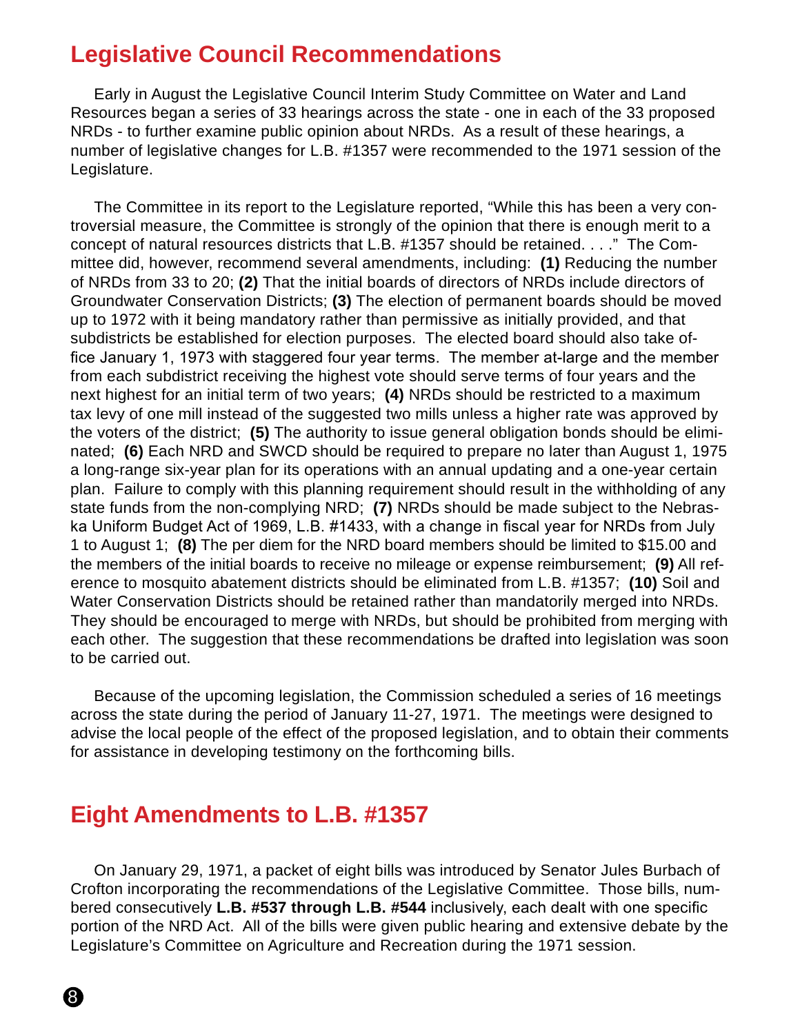## Legislative Council Recommendations

Early in August the Legislative Council Interim Study Committee on Water and Land Resources began a series of 33 hearings across the state - one in each of the 33 proposed NRDs - to further examine public opinion about NRDs. As a result of these hearings, a number of legislative changes for L.B. #1357 were recommended to the 1971 session of the Legislature.

The Committee in its report to the Legislature reported, "While this has been a very controversial measure, the Committee is strongly of the opinion that there is enough merit to a concept of natural resources districts that L.B. #1357 should be retained. . . ." The Committee did, however, recommend several amendments, including: **(1)** Reducing the number of NRDs from 33 to 20; **(2)** That the initial boards of directors of NRDs include directors of Groundwater Conservation Districts; **(3)** The election of permanent boards should be moved up to 1972 with it being mandatory rather than permissive as initially provided, and that subdistricts be established for election purposes. The elected board should also take office January 1, 1973 with staggered four year terms. The member at-large and the member from each subdistrict receiving the highest vote should serve terms of four years and the next highest for an initial term of two years; **(4)** NRDs should be restricted to a maximum tax levy of one mill instead of the suggested two mills unless a higher rate was approved by the voters of the district; **(5)** The authority to issue general obligation bonds should be eliminated; **(6)** Each NRD and SWCD should be required to prepare no later than August 1, 1975 a long-range six-year plan for its operations with an annual updating and a one-year certain plan. Failure to comply with this planning requirement should result in the withholding of any state funds from the non-complying NRD; **(7)** NRDs should be made subject to the Nebraska Uniform Budget Act of 1969, L.B. #1433, with a change in fiscal year for NRDs from July 1 to August 1; **(8)** The per diem for the NRD board members should be limited to $15.00 and the members of the initial boards to receive no mileage or expense reimbursement; **(9)** All reference to mosquito abatement districts should be eliminated from L.B. #1357; **(10)** Soil and Water Conservation Districts should be retained rather than mandatorily merged into NRDs. They should be encouraged to merge with NRDs, but should be prohibited from merging with each other. The suggestion that these recommendations be drafted into legislation was soon to be carried out.

Because of the upcoming legislation, the Commission scheduled a series of 16 meetings across the state during the period of January 11-27, 1971. The meetings were designed to advise the local people of the effect of the proposed legislation, and to obtain their comments for assistance in developing testimony on the forthcoming bills.

## Eight Amendments to L.B. #1357

On January 29, 1971, a packet of eight bills was introduced by Senator Jules Burbach of Crofton incorporating the recommendations of the Legislative Committee. Those bills, numbered consecutively **L.B. #537 through L.B. #544** inclusively, each dealt with one specific portion of the NRD Act. All of the bills were given public hearing and extensive debate by the Legislature's Committee on Agriculture and Recreation during the 1971 session.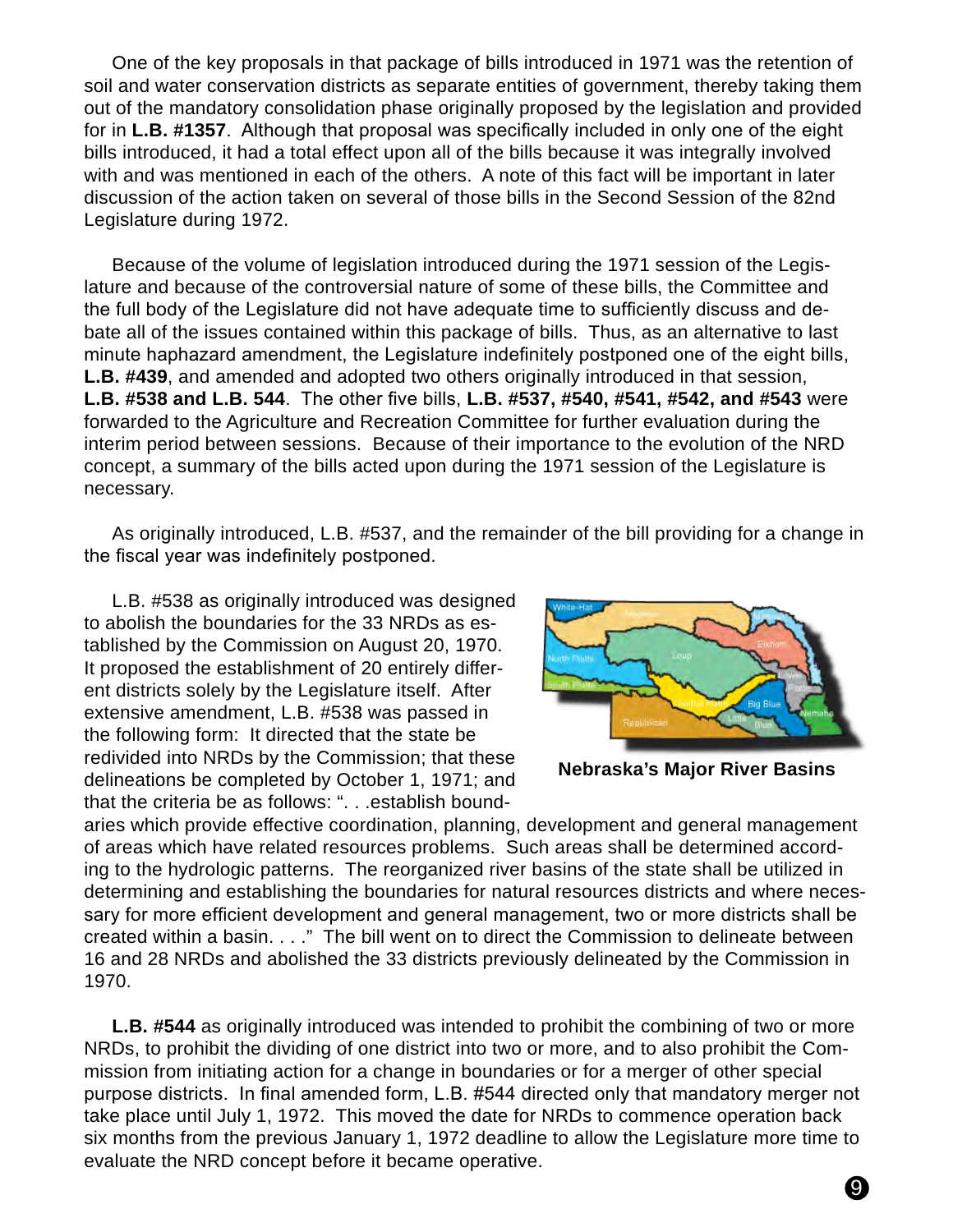One of the key proposals in that package of bills introduced in 1971 was the retention of soil and water conservation districts as separate entities of government, thereby taking them out of the mandatory consolidation phase originally proposed by the legislation and provided for in **L.B. #1357**. Although that proposal was specifically included in only one of the eight bills introduced, it had a total effect upon all of the bills because it was integrally involved with and was mentioned in each of the others. A note of this fact will be important in later discussion of the action taken on several of those bills in the Second Session of the 82nd Legislature during 1972.

Because of the volume of legislation introduced during the 1971 session of the Legislature and because of the controversial nature of some of these bills, the Committee and the full body of the Legislature did not have adequate time to sufficiently discuss and debate all of the issues contained within this package of bills. Thus, as an alternative to last minute haphazard amendment, the Legislature indefinitely postponed one of the eight bills, **L.B. #439**, and amended and adopted two others originally introduced in that session, **L.B. #538 and L.B. 544**. The other five bills, **L.B. #537, #540, #541, #542, and #543** were forwarded to the Agriculture and Recreation Committee for further evaluation during the interim period between sessions. Because of their importance to the evolution of the NRD concept, a summary of the bills acted upon during the 1971 session of the Legislature is necessary.

As originally introduced, L.B. #537, and the remainder of the bill providing for a change in the fiscal year was indefinitely postponed.

L.B. #538 as originally introduced was designed to abolish the boundaries for the 33 NRDs as established by the Commission on August 20, 1970. It proposed the establishment of 20 entirely different districts solely by the Legislature itself. After extensive amendment, L.B. #538 was passed in the following form: It directed that the state be redivided into NRDs by the Commission; that these delineations be completed by October 1, 1971; and that the criteria be as follows: ". . .establish boundaries which provide effective coordination, planning, development and general management of areas which have related resources problems. Such areas shall be determined according to the hydrologic patterns. The reorganized river basins of the state shall be utilized in determining and establishing the boundaries for natural resources districts and where necessary for more efficient development and general management, two or more districts shall be created within a basin. . . ." The bill went on to direct the Commission to delineate between 16 and 28 NRDs and abolished the 33 districts previously delineated by the Commission in 1970.

**Nebraska's Major River Basins**

**L.B. #544** as originally introduced was intended to prohibit the combining of two or more NRDs, to prohibit the dividing of one district into two or more, and to also prohibit the Commission from initiating action for a change in boundaries or for a merger of other special purpose districts. In final amended form, L.B. #544 directed only that mandatory merger not take place until July 1, 1972. This moved the date for NRDs to commence operation back six months from the previous January 1, 1972 deadline to allow the Legislature more time to evaluate the NRD concept before it became operative.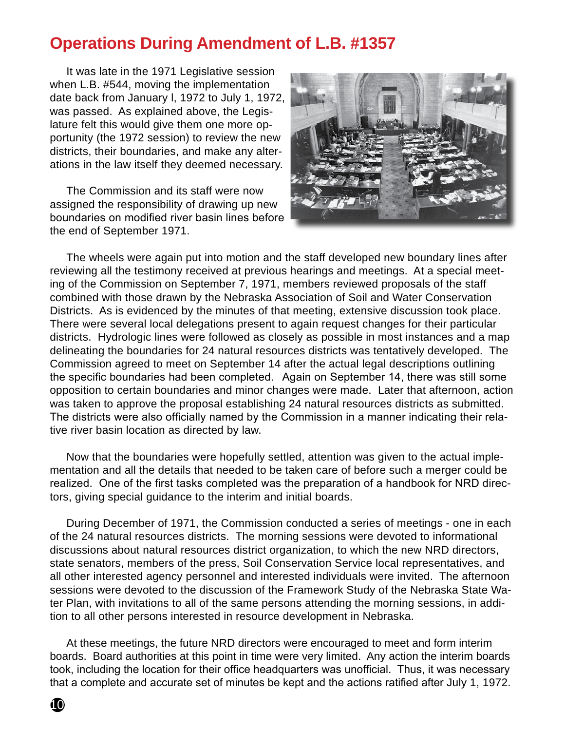## Operations During Amendment of L.B. #1357

It was late in the 1971 Legislative session when L.B. #544, moving the implementation date back from January l, 1972 to July 1, 1972, was passed. As explained above, the Legislature felt this would give them one more opportunity (the 1972 session) to review the new districts, their boundaries, and make any alterations in the law itself they deemed necessary.

The Commission and its staff were now assigned the responsibility of drawing up new boundaries on modified river basin lines before the end of September 1971.

The wheels were again put into motion and the staff developed new boundary lines after reviewing all the testimony received at previous hearings and meetings. At a special meeting of the Commission on September 7, 1971, members reviewed proposals of the staff combined with those drawn by the Nebraska Association of Soil and Water Conservation Districts. As is evidenced by the minutes of that meeting, extensive discussion took place. There were several local delegations present to again request changes for their particular districts. Hydrologic lines were followed as closely as possible in most instances and a map delineating the boundaries for 24 natural resources districts was tentatively developed. The Commission agreed to meet on September 14 after the actual legal descriptions outlining the specific boundaries had been completed. Again on September 14, there was still some opposition to certain boundaries and minor changes were made. Later that afternoon, action was taken to approve the proposal establishing 24 natural resources districts as submitted. The districts were also officially named by the Commission in a manner indicating their relative river basin location as directed by law.

Now that the boundaries were hopefully settled, attention was given to the actual implementation and all the details that needed to be taken care of before such a merger could be realized. One of the first tasks completed was the preparation of a handbook for NRD directors, giving special guidance to the interim and initial boards.

During December of 1971, the Commission conducted a series of meetings - one in each of the 24 natural resources districts. The morning sessions were devoted to informational discussions about natural resources district organization, to which the new NRD directors, state senators, members of the press, Soil Conservation Service local representatives, and all other interested agency personnel and interested individuals were invited. The afternoon sessions were devoted to the discussion of the Framework Study of the Nebraska State Water Plan, with invitations to all of the same persons attending the morning sessions, in addition to all other persons interested in resource development in Nebraska.

At these meetings, the future NRD directors were encouraged to meet and form interim boards. Board authorities at this point in time were very limited. Any action the interim boards took, including the location for their office headquarters was unofficial. Thus, it was necessary that a complete and accurate set of minutes be kept and the actions ratified after July 1, 1972.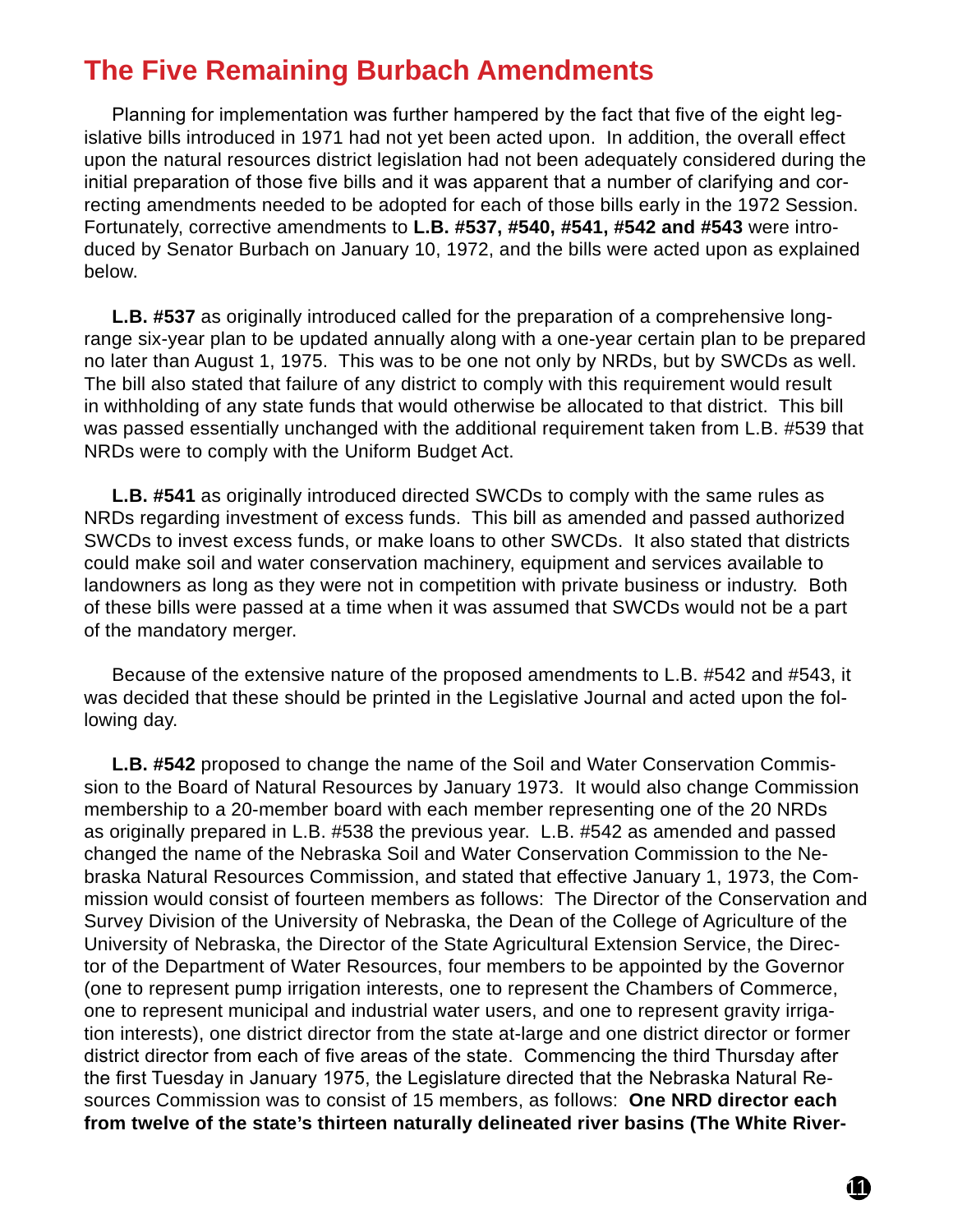## The Five Remaining Burbach Amendments

Planning for implementation was further hampered by the fact that five of the eight legislative bills introduced in 1971 had not yet been acted upon. In addition, the overall effect upon the natural resources district legislation had not been adequately considered during the initial preparation of those five bills and it was apparent that a number of clarifying and correcting amendments needed to be adopted for each of those bills early in the 1972 Session. Fortunately, corrective amendments to **L.B. #537, #540, #541, #542 and #543** were introduced by Senator Burbach on January 10, 1972, and the bills were acted upon as explained below.

**L.B. #537** as originally introduced called for the preparation of a comprehensive long-range six-year plan to be updated annually along with a one-year certain plan to be prepared no later than August 1, 1975. This was to be one not only by NRDs, but by SWCDs as well. The bill also stated that failure of any district to comply with this requirement would result in withholding of any state funds that would otherwise be allocated to that district. This bill was passed essentially unchanged with the additional requirement taken from L.B. #539 that NRDs were to comply with the Uniform Budget Act.

**L.B. #541** as originally introduced directed SWCDs to comply with the same rules as NRDs regarding investment of excess funds. This bill as amended and passed authorized SWCDs to invest excess funds, or make loans to other SWCDs. It also stated that districts could make soil and water conservation machinery, equipment and services available to landowners as long as they were not in competition with private business or industry. Both of these bills were passed at a time when it was assumed that SWCDs would not be a part of the mandatory merger.

Because of the extensive nature of the proposed amendments to L.B. #542 and #543, it was decided that these should be printed in the Legislative Journal and acted upon the following day.

**L.B. #542** proposed to change the name of the Soil and Water Conservation Commission to the Board of Natural Resources by January 1973. It would also change Commission membership to a 20-member board with each member representing one of the 20 NRDs as originally prepared in L.B. #538 the previous year. L.B. #542 as amended and passed changed the name of the Nebraska Soil and Water Conservation Commission to the Nebraska Natural Resources Commission, and stated that effective January 1, 1973, the Commission would consist of fourteen members as follows: The Director of the Conservation and Survey Division of the University of Nebraska, the Dean of the College of Agriculture of the University of Nebraska, the Director of the State Agricultural Extension Service, the Director of the Department of Water Resources, four members to be appointed by the Governor (one to represent pump irrigation interests, one to represent the Chambers of Commerce, one to represent municipal and industrial water users, and one to represent gravity irrigation interests), one district director from the state at-large and one district director or former district director from each of five areas of the state. Commencing the third Thursday after the first Tuesday in January 1975, the Legislature directed that the Nebraska Natural Resources Commission was to consist of 15 members, as follows: **One NRD director each from twelve of the state's thirteen naturally delineated river basins (The White River-**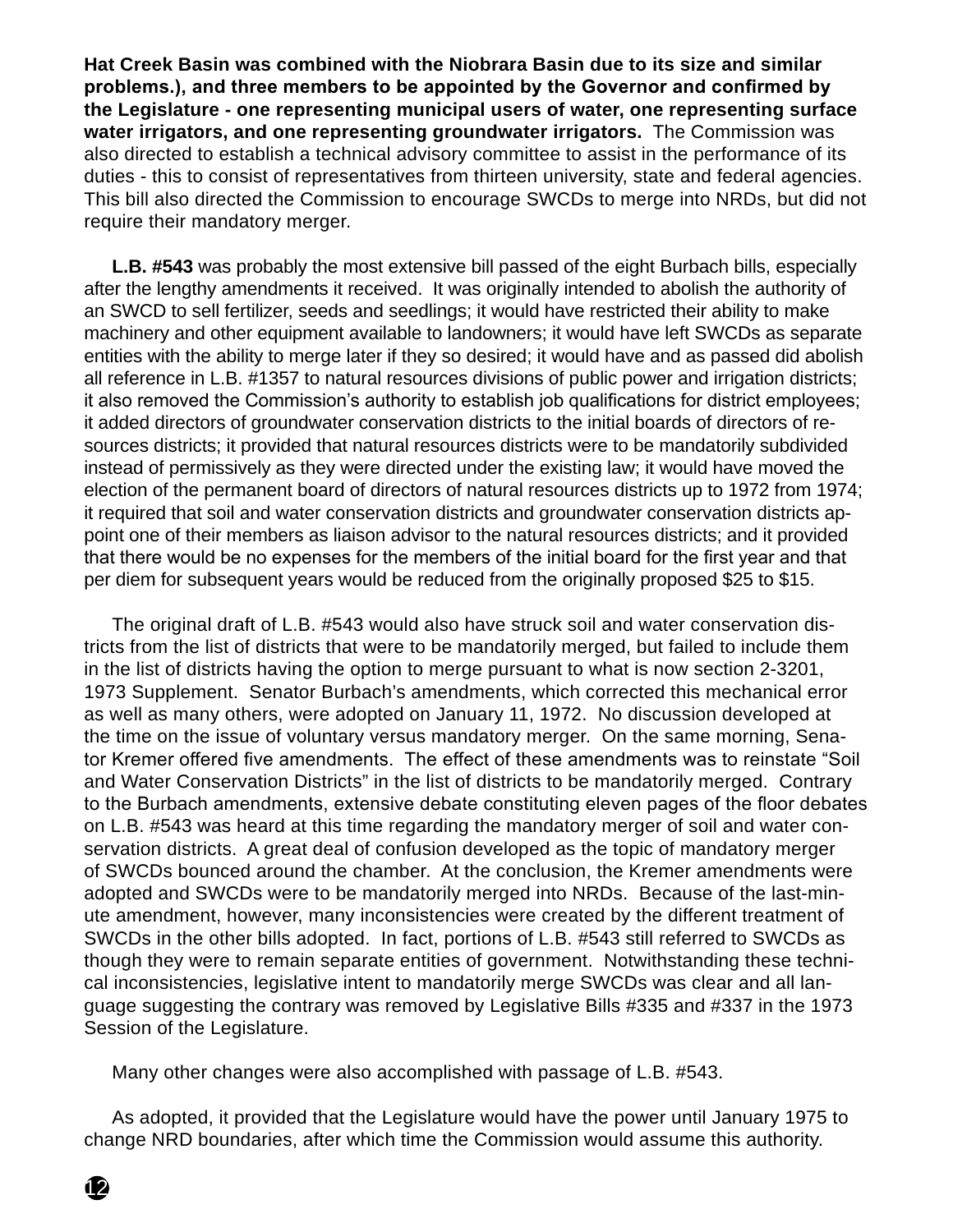**Hat Creek Basin was combined with the Niobrara Basin due to its size and similar problems.), and three members to be appointed by the Governor and confirmed by the Legislature - one representing municipal users of water, one representing surface water irrigators, and one representing groundwater irrigators.** The Commission was also directed to establish a technical advisory committee to assist in the performance of its duties - this to consist of representatives from thirteen university, state and federal agencies. This bill also directed the Commission to encourage SWCDs to merge into NRDs, but did not require their mandatory merger.

**L.B. #543** was probably the most extensive bill passed of the eight Burbach bills, especially after the lengthy amendments it received. It was originally intended to abolish the authority of an SWCD to sell fertilizer, seeds and seedlings; it would have restricted their ability to make machinery and other equipment available to landowners; it would have left SWCDs as separate entities with the ability to merge later if they so desired; it would have and as passed did abolish all reference in L.B. #1357 to natural resources divisions of public power and irrigation districts; it also removed the Commission's authority to establish job qualifications for district employees; it added directors of groundwater conservation districts to the initial boards of directors of resources districts; it provided that natural resources districts were to be mandatorily subdivided instead of permissively as they were directed under the existing law; it would have moved the election of the permanent board of directors of natural resources districts up to 1972 from 1974; it required that soil and water conservation districts and groundwater conservation districts appoint one of their members as liaison advisor to the natural resources districts; and it provided that there would be no expenses for the members of the initial board for the first year and that per diem for subsequent years would be reduced from the originally proposed $25 to $15.

The original draft of L.B. #543 would also have struck soil and water conservation districts from the list of districts that were to be mandatorily merged, but failed to include them in the list of districts having the option to merge pursuant to what is now section 2-3201, 1973 Supplement. Senator Burbach's amendments, which corrected this mechanical error as well as many others, were adopted on January 11, 1972. No discussion developed at the time on the issue of voluntary versus mandatory merger. On the same morning, Senator Kremer offered five amendments. The effect of these amendments was to reinstate "Soil and Water Conservation Districts" in the list of districts to be mandatorily merged. Contrary to the Burbach amendments, extensive debate constituting eleven pages of the floor debates on L.B. #543 was heard at this time regarding the mandatory merger of soil and water conservation districts. A great deal of confusion developed as the topic of mandatory merger of SWCDs bounced around the chamber. At the conclusion, the Kremer amendments were adopted and SWCDs were to be mandatorily merged into NRDs. Because of the last-minute amendment, however, many inconsistencies were created by the different treatment of SWCDs in the other bills adopted. In fact, portions of L.B. #543 still referred to SWCDs as though they were to remain separate entities of government. Notwithstanding these technical inconsistencies, legislative intent to mandatorily merge SWCDs was clear and all language suggesting the contrary was removed by Legislative Bills #335 and #337 in the 1973 Session of the Legislature.

Many other changes were also accomplished with passage of L.B. #543.

As adopted, it provided that the Legislature would have the power until January 1975 to change NRD boundaries, after which time the Commission would assume this authority.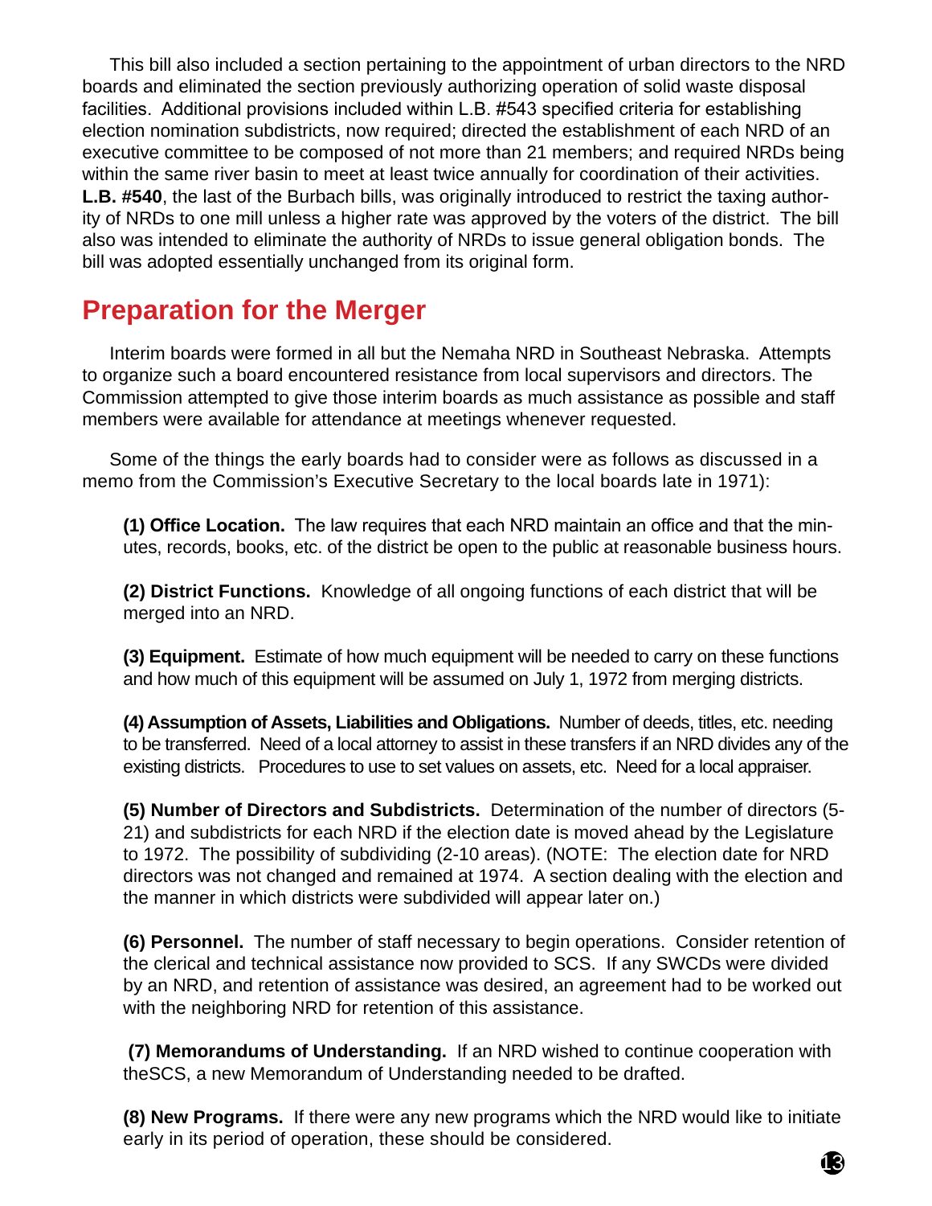This bill also included a section pertaining to the appointment of urban directors to the NRD boards and eliminated the section previously authorizing operation of solid waste disposal facilities. Additional provisions included within L.B. #543 specified criteria for establishing election nomination subdistricts, now required; directed the establishment of each NRD of an executive committee to be composed of not more than 21 members; and required NRDs being within the same river basin to meet at least twice annually for coordination of their activities. **L.B. #540**, the last of the Burbach bills, was originally introduced to restrict the taxing authority of NRDs to one mill unless a higher rate was approved by the voters of the district. The bill also was intended to eliminate the authority of NRDs to issue general obligation bonds. The bill was adopted essentially unchanged from its original form.

## Preparation for the Merger

Interim boards were formed in all but the Nemaha NRD in Southeast Nebraska. Attempts to organize such a board encountered resistance from local supervisors and directors. The Commission attempted to give those interim boards as much assistance as possible and staff members were available for attendance at meetings whenever requested.

Some of the things the early boards had to consider were as follows as discussed in a memo from the Commission's Executive Secretary to the local boards late in 1971):

**(1) Office Location.** The law requires that each NRD maintain an office and that the minutes, records, books, etc. of the district be open to the public at reasonable business hours.

**(2) District Functions.** Knowledge of all ongoing functions of each district that will be merged into an NRD.

**(3) Equipment.** Estimate of how much equipment will be needed to carry on these functions and how much of this equipment will be assumed on July 1, 1972 from merging districts.

**(4) Assumption of Assets, Liabilities and Obligations.** Number of deeds, titles, etc. needing to be transferred. Need of a local attorney to assist in these transfers if an NRD divides any of the existing districts. Procedures to use to set values on assets, etc. Need for a local appraiser.

**(5) Number of Directors and Subdistricts.** Determination of the number of directors (5-21) and subdistricts for each NRD if the election date is moved ahead by the Legislature to 1972. The possibility of subdividing (2-10 areas). (NOTE: The election date for NRD directors was not changed and remained at 1974. A section dealing with the election and the manner in which districts were subdivided will appear later on.)

**(6) Personnel.** The number of staff necessary to begin operations. Consider retention of the clerical and technical assistance now provided to SCS. If any SWCDs were divided by an NRD, and retention of assistance was desired, an agreement had to be worked out with the neighboring NRD for retention of this assistance.

**(7) Memorandums of Understanding.** If an NRD wished to continue cooperation with theSCS, a new Memorandum of Understanding needed to be drafted.

**(8) New Programs.** If there were any new programs which the NRD would like to initiate early in its period of operation, these should be considered.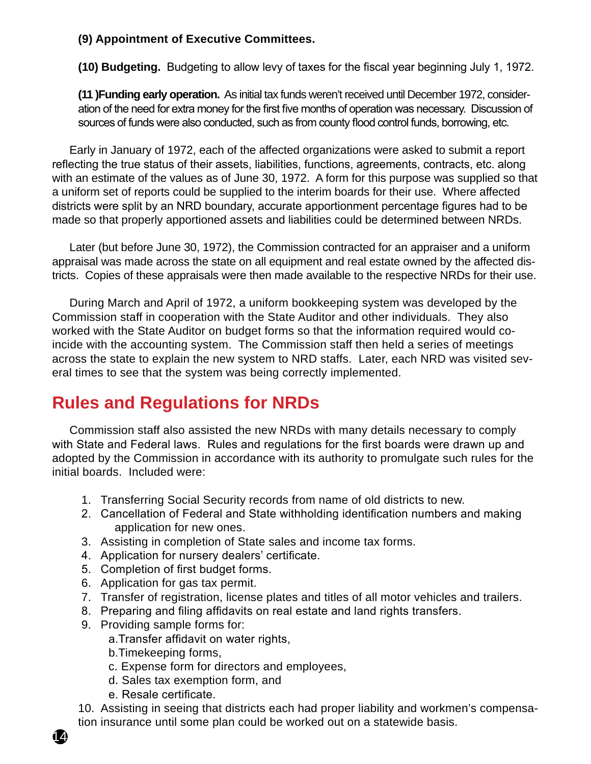**(9) Appointment of Executive Committees.**

**(10) Budgeting.** Budgeting to allow levy of taxes for the fiscal year beginning July 1, 1972.

**(11 )Funding early operation.** As initial tax funds weren't received until December 1972, consideration of the need for extra money for the first five months of operation was necessary. Discussion of sources of funds were also conducted, such as from county flood control funds, borrowing, etc.

Early in January of 1972, each of the affected organizations were asked to submit a report reflecting the true status of their assets, liabilities, functions, agreements, contracts, etc. along with an estimate of the values as of June 30, 1972. A form for this purpose was supplied so that a uniform set of reports could be supplied to the interim boards for their use. Where affected districts were split by an NRD boundary, accurate apportionment percentage figures had to be made so that properly apportioned assets and liabilities could be determined between NRDs.

Later (but before June 30, 1972), the Commission contracted for an appraiser and a uniform appraisal was made across the state on all equipment and real estate owned by the affected districts. Copies of these appraisals were then made available to the respective NRDs for their use.

During March and April of 1972, a uniform bookkeeping system was developed by the Commission staff in cooperation with the State Auditor and other individuals. They also worked with the State Auditor on budget forms so that the information required would coincide with the accounting system. The Commission staff then held a series of meetings across the state to explain the new system to NRD staffs. Later, each NRD was visited several times to see that the system was being correctly implemented.

## Rules and Regulations for NRDs

Commission staff also assisted the new NRDs with many details necessary to comply with State and Federal laws. Rules and regulations for the first boards were drawn up and adopted by the Commission in accordance with its authority to promulgate such rules for the initial boards. Included were:

1. Transferring Social Security records from name of old districts to new.
2. Cancellation of Federal and State withholding identification numbers and making application for new ones.
3. Assisting in completion of State sales and income tax forms.
4. Application for nursery dealers' certificate.
5. Completion of first budget forms.
6. Application for gas tax permit.
7. Transfer of registration, license plates and titles of all motor vehicles and trailers.
8. Preparing and filing affidavits on real estate and land rights transfers.
9. Providing sample forms for:
   a. Transfer affidavit on water rights,
   b. Timekeeping forms,
   c. Expense form for directors and employees,
   d. Sales tax exemption form, and
   e. Resale certificate.
10. Assisting in seeing that districts each had proper liability and workmen's compensation insurance until some plan could be worked out on a statewide basis.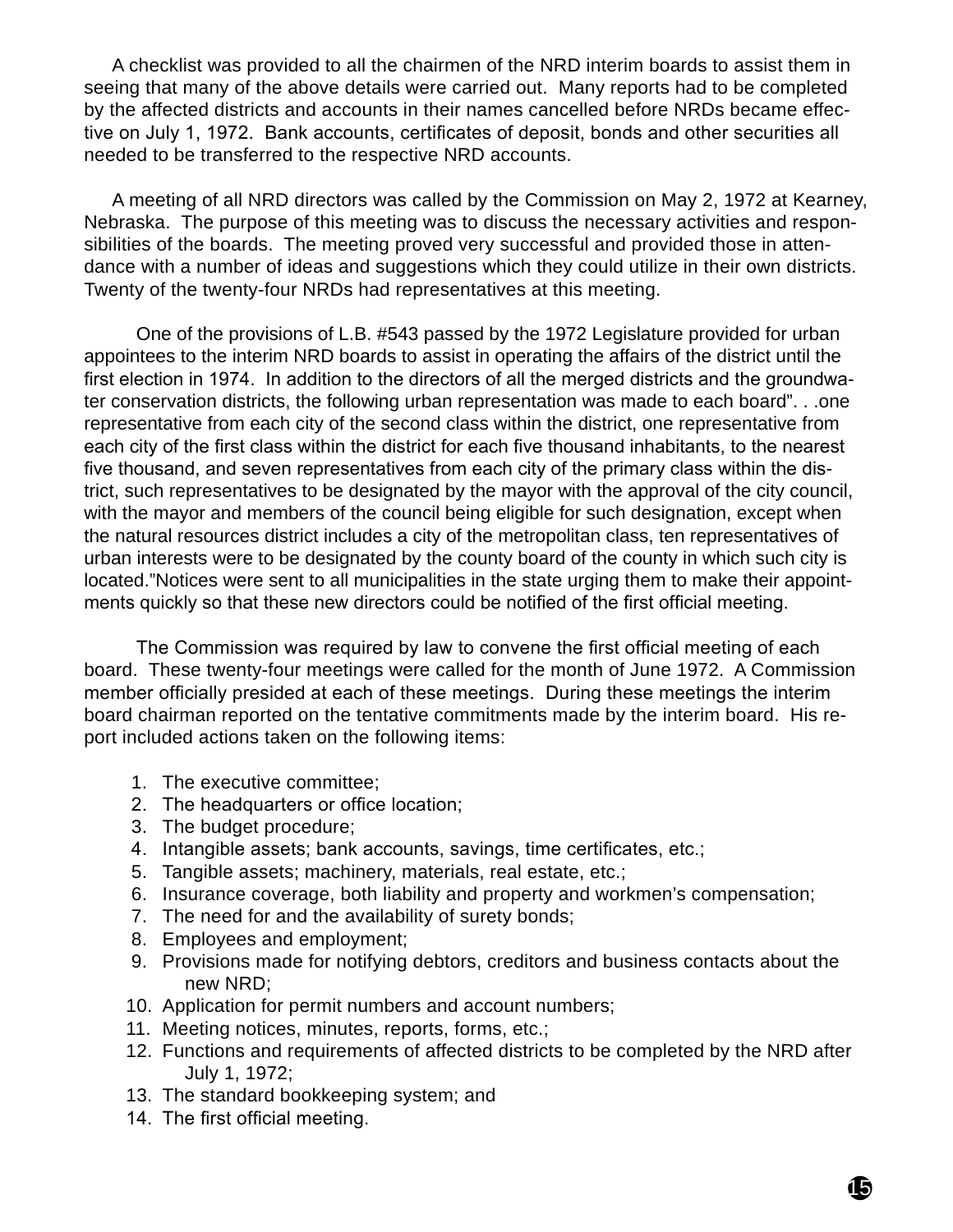A checklist was provided to all the chairmen of the NRD interim boards to assist them in seeing that many of the above details were carried out. Many reports had to be completed by the affected districts and accounts in their names cancelled before NRDs became effective on July 1, 1972. Bank accounts, certificates of deposit, bonds and other securities all needed to be transferred to the respective NRD accounts.

A meeting of all NRD directors was called by the Commission on May 2, 1972 at Kearney, Nebraska. The purpose of this meeting was to discuss the necessary activities and responsibilities of the boards. The meeting proved very successful and provided those in attendance with a number of ideas and suggestions which they could utilize in their own districts. Twenty of the twenty-four NRDs had representatives at this meeting.

One of the provisions of L.B. #543 passed by the 1972 Legislature provided for urban appointees to the interim NRD boards to assist in operating the affairs of the district until the first election in 1974. In addition to the directors of all the merged districts and the groundwater conservation districts, the following urban representation was made to each board". . .one representative from each city of the second class within the district, one representative from each city of the first class within the district for each five thousand inhabitants, to the nearest five thousand, and seven representatives from each city of the primary class within the district, such representatives to be designated by the mayor with the approval of the city council, with the mayor and members of the council being eligible for such designation, except when the natural resources district includes a city of the metropolitan class, ten representatives of urban interests were to be designated by the county board of the county in which such city is located."Notices were sent to all municipalities in the state urging them to make their appointments quickly so that these new directors could be notified of the first official meeting.

The Commission was required by law to convene the first official meeting of each board. These twenty-four meetings were called for the month of June 1972. A Commission member officially presided at each of these meetings. During these meetings the interim board chairman reported on the tentative commitments made by the interim board. His report included actions taken on the following items:

1. The executive committee;
2. The headquarters or office location;
3. The budget procedure;
4. Intangible assets; bank accounts, savings, time certificates, etc.;
5. Tangible assets; machinery, materials, real estate, etc.;
6. Insurance coverage, both liability and property and workmen's compensation;
7. The need for and the availability of surety bonds;
8. Employees and employment;
9. Provisions made for notifying debtors, creditors and business contacts about the new NRD;
10. Application for permit numbers and account numbers;
11. Meeting notices, minutes, reports, forms, etc.;
12. Functions and requirements of affected districts to be completed by the NRD after July 1, 1972;
13. The standard bookkeeping system; and
14. The first official meeting.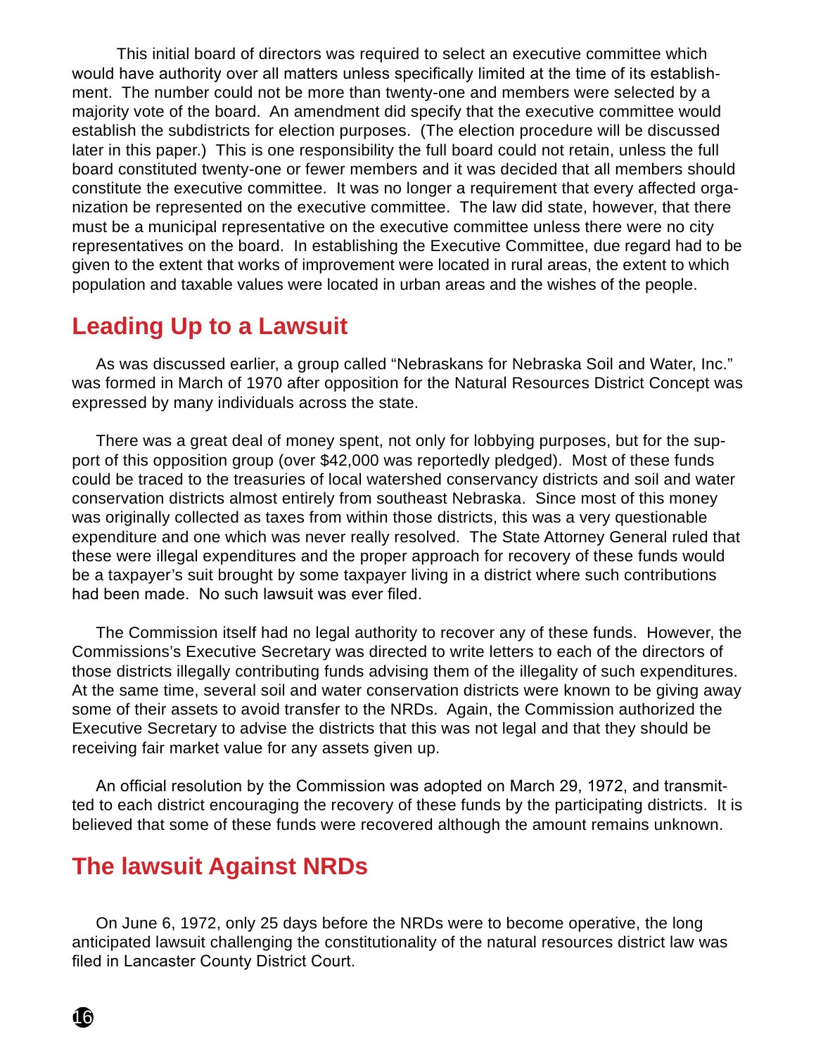This initial board of directors was required to select an executive committee which would have authority over all matters unless specifically limited at the time of its establishment. The number could not be more than twenty-one and members were selected by a majority vote of the board. An amendment did specify that the executive committee would establish the subdistricts for election purposes. (The election procedure will be discussed later in this paper.) This is one responsibility the full board could not retain, unless the full board constituted twenty-one or fewer members and it was decided that all members should constitute the executive committee. It was no longer a requirement that every affected organization be represented on the executive committee. The law did state, however, that there must be a municipal representative on the executive committee unless there were no city representatives on the board. In establishing the Executive Committee, due regard had to be given to the extent that works of improvement were located in rural areas, the extent to which population and taxable values were located in urban areas and the wishes of the people.

## Leading Up to a Lawsuit

As was discussed earlier, a group called "Nebraskans for Nebraska Soil and Water, Inc." was formed in March of 1970 after opposition for the Natural Resources District Concept was expressed by many individuals across the state.

There was a great deal of money spent, not only for lobbying purposes, but for the support of this opposition group (over $42,000 was reportedly pledged). Most of these funds could be traced to the treasuries of local watershed conservancy districts and soil and water conservation districts almost entirely from southeast Nebraska. Since most of this money was originally collected as taxes from within those districts, this was a very questionable expenditure and one which was never really resolved. The State Attorney General ruled that these were illegal expenditures and the proper approach for recovery of these funds would be a taxpayer's suit brought by some taxpayer living in a district where such contributions had been made. No such lawsuit was ever filed.

The Commission itself had no legal authority to recover any of these funds. However, the Commissions's Executive Secretary was directed to write letters to each of the directors of those districts illegally contributing funds advising them of the illegality of such expenditures. At the same time, several soil and water conservation districts were known to be giving away some of their assets to avoid transfer to the NRDs. Again, the Commission authorized the Executive Secretary to advise the districts that this was not legal and that they should be receiving fair market value for any assets given up.

An official resolution by the Commission was adopted on March 29, 1972, and transmitted to each district encouraging the recovery of these funds by the participating districts. It is believed that some of these funds were recovered although the amount remains unknown.

## The lawsuit Against NRDs

On June 6, 1972, only 25 days before the NRDs were to become operative, the long anticipated lawsuit challenging the constitutionality of the natural resources district law was filed in Lancaster County District Court.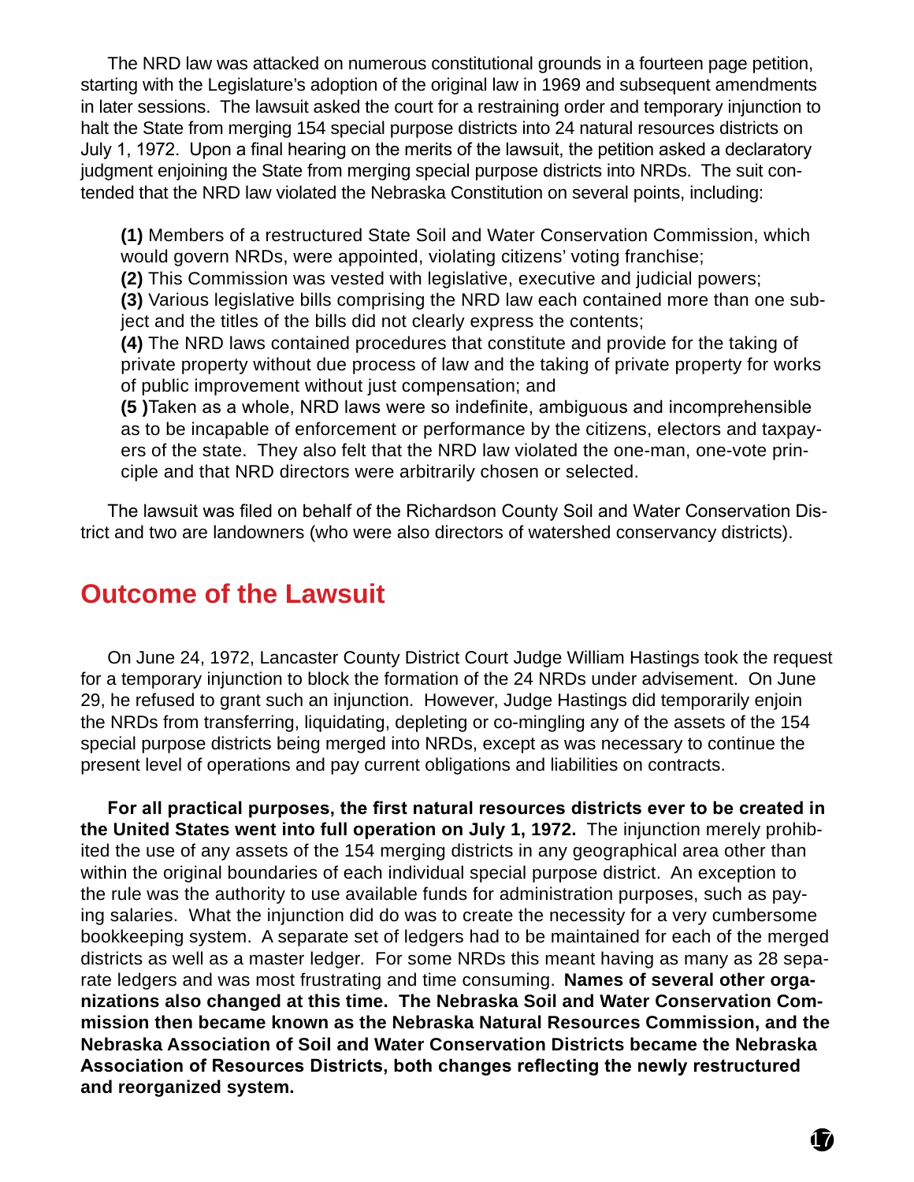The NRD law was attacked on numerous constitutional grounds in a fourteen page petition, starting with the Legislature's adoption of the original law in 1969 and subsequent amendments in later sessions. The lawsuit asked the court for a restraining order and temporary injunction to halt the State from merging 154 special purpose districts into 24 natural resources districts on July 1, 1972. Upon a final hearing on the merits of the lawsuit, the petition asked a declaratory judgment enjoining the State from merging special purpose districts into NRDs. The suit contended that the NRD law violated the Nebraska Constitution on several points, including:

**(1)** Members of a restructured State Soil and Water Conservation Commission, which would govern NRDs, were appointed, violating citizens' voting franchise;
**(2)** This Commission was vested with legislative, executive and judicial powers;
**(3)** Various legislative bills comprising the NRD law each contained more than one subject and the titles of the bills did not clearly express the contents;
**(4)** The NRD laws contained procedures that constitute and provide for the taking of private property without due process of law and the taking of private property for works of public improvement without just compensation; and
**(5 )**Taken as a whole, NRD laws were so indefinite, ambiguous and incomprehensible as to be incapable of enforcement or performance by the citizens, electors and taxpayers of the state. They also felt that the NRD law violated the one-man, one-vote principle and that NRD directors were arbitrarily chosen or selected.

The lawsuit was filed on behalf of the Richardson County Soil and Water Conservation District and two are landowners (who were also directors of watershed conservancy districts).

## Outcome of the Lawsuit

On June 24, 1972, Lancaster County District Court Judge William Hastings took the request for a temporary injunction to block the formation of the 24 NRDs under advisement. On June 29, he refused to grant such an injunction. However, Judge Hastings did temporarily enjoin the NRDs from transferring, liquidating, depleting or co-mingling any of the assets of the 154 special purpose districts being merged into NRDs, except as was necessary to continue the present level of operations and pay current obligations and liabilities on contracts.

**For all practical purposes, the first natural resources districts ever to be created in the United States went into full operation on July 1, 1972.** The injunction merely prohibited the use of any assets of the 154 merging districts in any geographical area other than within the original boundaries of each individual special purpose district. An exception to the rule was the authority to use available funds for administration purposes, such as paying salaries. What the injunction did do was to create the necessity for a very cumbersome bookkeeping system. A separate set of ledgers had to be maintained for each of the merged districts as well as a master ledger. For some NRDs this meant having as many as 28 separate ledgers and was most frustrating and time consuming. **Names of several other organizations also changed at this time. The Nebraska Soil and Water Conservation Commission then became known as the Nebraska Natural Resources Commission, and the Nebraska Association of Soil and Water Conservation Districts became the Nebraska Association of Resources Districts, both changes reflecting the newly restructured and reorganized system.**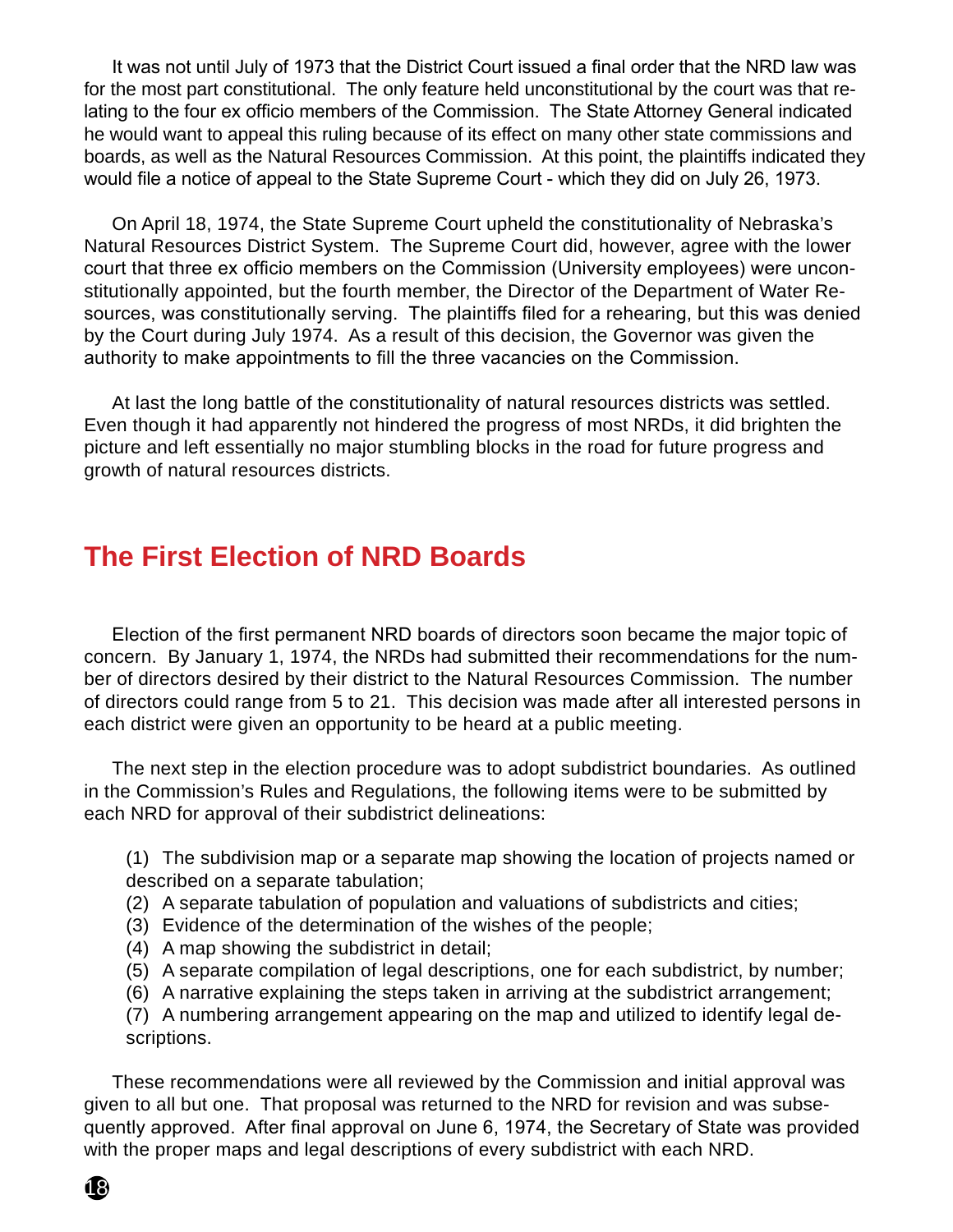It was not until July of 1973 that the District Court issued a final order that the NRD law was for the most part constitutional. The only feature held unconstitutional by the court was that relating to the four ex officio members of the Commission. The State Attorney General indicated he would want to appeal this ruling because of its effect on many other state commissions and boards, as well as the Natural Resources Commission. At this point, the plaintiffs indicated they would file a notice of appeal to the State Supreme Court - which they did on July 26, 1973.

On April 18, 1974, the State Supreme Court upheld the constitutionality of Nebraska's Natural Resources District System. The Supreme Court did, however, agree with the lower court that three ex officio members on the Commission (University employees) were unconstitutionally appointed, but the fourth member, the Director of the Department of Water Resources, was constitutionally serving. The plaintiffs filed for a rehearing, but this was denied by the Court during July 1974. As a result of this decision, the Governor was given the authority to make appointments to fill the three vacancies on the Commission.

At last the long battle of the constitutionality of natural resources districts was settled. Even though it had apparently not hindered the progress of most NRDs, it did brighten the picture and left essentially no major stumbling blocks in the road for future progress and growth of natural resources districts.

## The First Election of NRD Boards

Election of the first permanent NRD boards of directors soon became the major topic of concern. By January 1, 1974, the NRDs had submitted their recommendations for the number of directors desired by their district to the Natural Resources Commission. The number of directors could range from 5 to 21. This decision was made after all interested persons in each district were given an opportunity to be heard at a public meeting.

The next step in the election procedure was to adopt subdistrict boundaries. As outlined in the Commission's Rules and Regulations, the following items were to be submitted by each NRD for approval of their subdistrict delineations:

(1) The subdivision map or a separate map showing the location of projects named or described on a separate tabulation;
(2) A separate tabulation of population and valuations of subdistricts and cities;
(3) Evidence of the determination of the wishes of the people;
(4) A map showing the subdistrict in detail;
(5) A separate compilation of legal descriptions, one for each subdistrict, by number;
(6) A narrative explaining the steps taken in arriving at the subdistrict arrangement;
(7) A numbering arrangement appearing on the map and utilized to identify legal descriptions.

These recommendations were all reviewed by the Commission and initial approval was given to all but one. That proposal was returned to the NRD for revision and was subsequently approved. After final approval on June 6, 1974, the Secretary of State was provided with the proper maps and legal descriptions of every subdistrict with each NRD.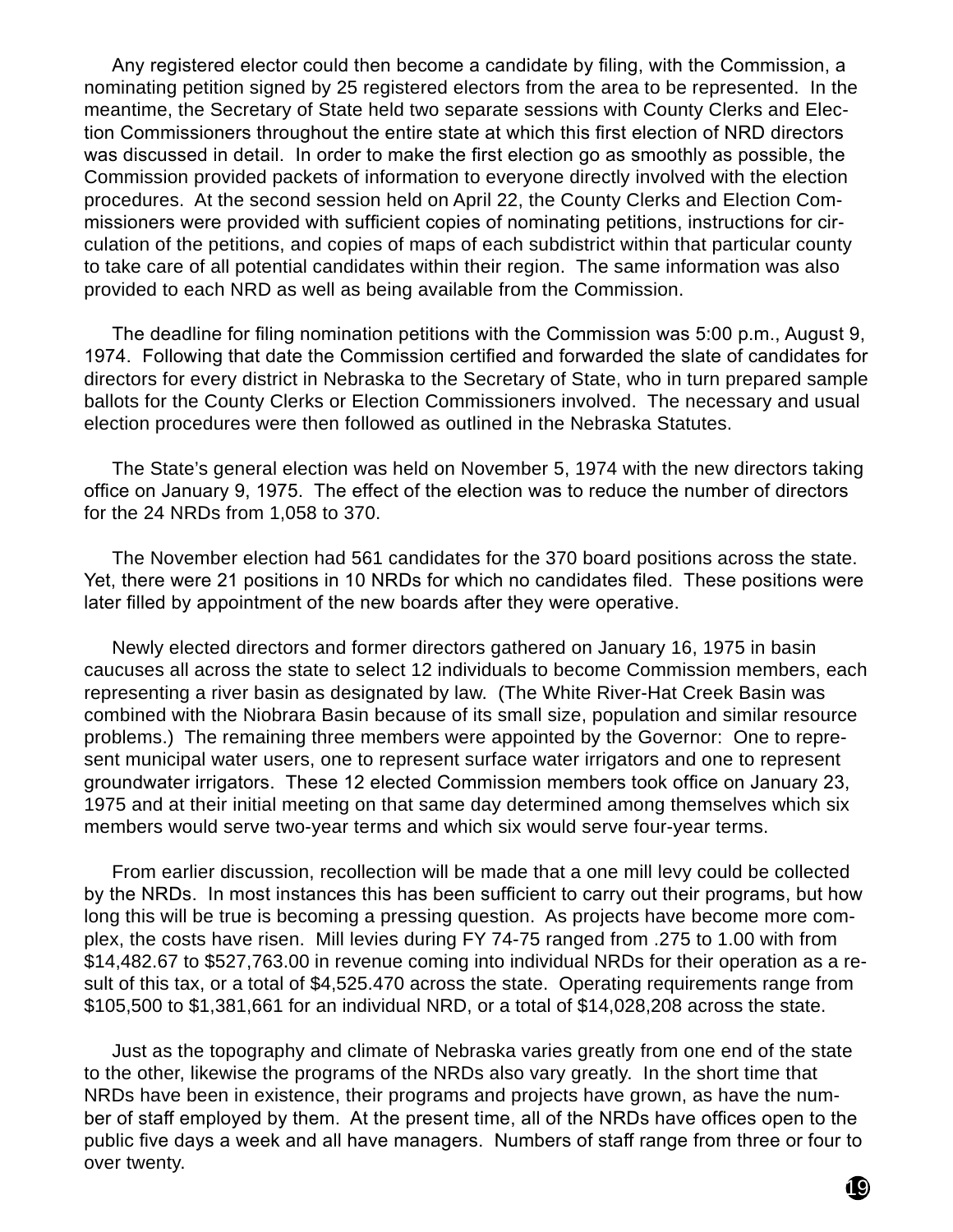Any registered elector could then become a candidate by filing, with the Commission, a nominating petition signed by 25 registered electors from the area to be represented. In the meantime, the Secretary of State held two separate sessions with County Clerks and Election Commissioners throughout the entire state at which this first election of NRD directors was discussed in detail. In order to make the first election go as smoothly as possible, the Commission provided packets of information to everyone directly involved with the election procedures. At the second session held on April 22, the County Clerks and Election Commissioners were provided with sufficient copies of nominating petitions, instructions for circulation of the petitions, and copies of maps of each subdistrict within that particular county to take care of all potential candidates within their region. The same information was also provided to each NRD as well as being available from the Commission.

The deadline for filing nomination petitions with the Commission was 5:00 p.m., August 9, 1974. Following that date the Commission certified and forwarded the slate of candidates for directors for every district in Nebraska to the Secretary of State, who in turn prepared sample ballots for the County Clerks or Election Commissioners involved. The necessary and usual election procedures were then followed as outlined in the Nebraska Statutes.

The State's general election was held on November 5, 1974 with the new directors taking office on January 9, 1975. The effect of the election was to reduce the number of directors for the 24 NRDs from 1,058 to 370.

The November election had 561 candidates for the 370 board positions across the state. Yet, there were 21 positions in 10 NRDs for which no candidates filed. These positions were later filled by appointment of the new boards after they were operative.

Newly elected directors and former directors gathered on January 16, 1975 in basin caucuses all across the state to select 12 individuals to become Commission members, each representing a river basin as designated by law. (The White River-Hat Creek Basin was combined with the Niobrara Basin because of its small size, population and similar resource problems.) The remaining three members were appointed by the Governor: One to represent municipal water users, one to represent surface water irrigators and one to represent groundwater irrigators. These 12 elected Commission members took office on January 23, 1975 and at their initial meeting on that same day determined among themselves which six members would serve two-year terms and which six would serve four-year terms.

From earlier discussion, recollection will be made that a one mill levy could be collected by the NRDs. In most instances this has been sufficient to carry out their programs, but how long this will be true is becoming a pressing question. As projects have become more complex, the costs have risen. Mill levies during FY 74-75 ranged from .275 to 1.00 with from $14,482.67 to $527,763.00 in revenue coming into individual NRDs for their operation as a result of this tax, or a total of $4,525.470 across the state. Operating requirements range from $105,500 to $1,381,661 for an individual NRD, or a total of $14,028,208 across the state.

Just as the topography and climate of Nebraska varies greatly from one end of the state to the other, likewise the programs of the NRDs also vary greatly. In the short time that NRDs have been in existence, their programs and projects have grown, as have the number of staff employed by them. At the present time, all of the NRDs have offices open to the public five days a week and all have managers. Numbers of staff range from three or four to over twenty.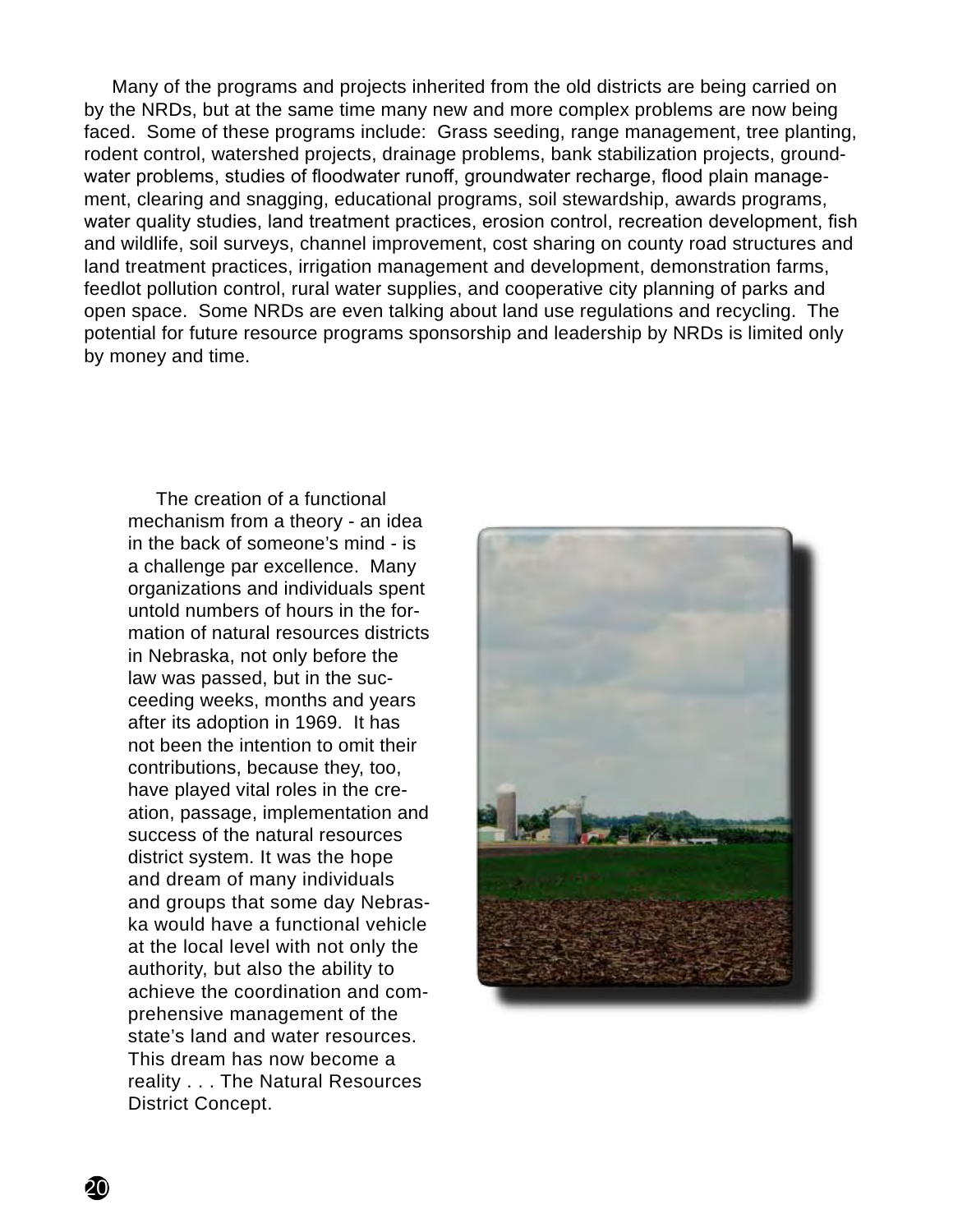Many of the programs and projects inherited from the old districts are being carried on by the NRDs, but at the same time many new and more complex problems are now being faced. Some of these programs include: Grass seeding, range management, tree planting, rodent control, watershed projects, drainage problems, bank stabilization projects, groundwater problems, studies of floodwater runoff, groundwater recharge, flood plain management, clearing and snagging, educational programs, soil stewardship, awards programs, water quality studies, land treatment practices, erosion control, recreation development, fish and wildlife, soil surveys, channel improvement, cost sharing on county road structures and land treatment practices, irrigation management and development, demonstration farms, feedlot pollution control, rural water supplies, and cooperative city planning of parks and open space. Some NRDs are even talking about land use regulations and recycling. The potential for future resource programs sponsorship and leadership by NRDs is limited only by money and time.

The creation of a functional mechanism from a theory - an idea in the back of someone's mind - is a challenge par excellence. Many organizations and individuals spent untold numbers of hours in the formation of natural resources districts in Nebraska, not only before the law was passed, but in the succeeding weeks, months and years after its adoption in 1969. It has not been the intention to omit their contributions, because they, too, have played vital roles in the creation, passage, implementation and success of the natural resources district system. It was the hope and dream of many individuals and groups that some day Nebraska would have a functional vehicle at the local level with not only the authority, but also the ability to achieve the coordination and comprehensive management of the state's land and water resources. This dream has now become a reality . . . The Natural Resources District Concept.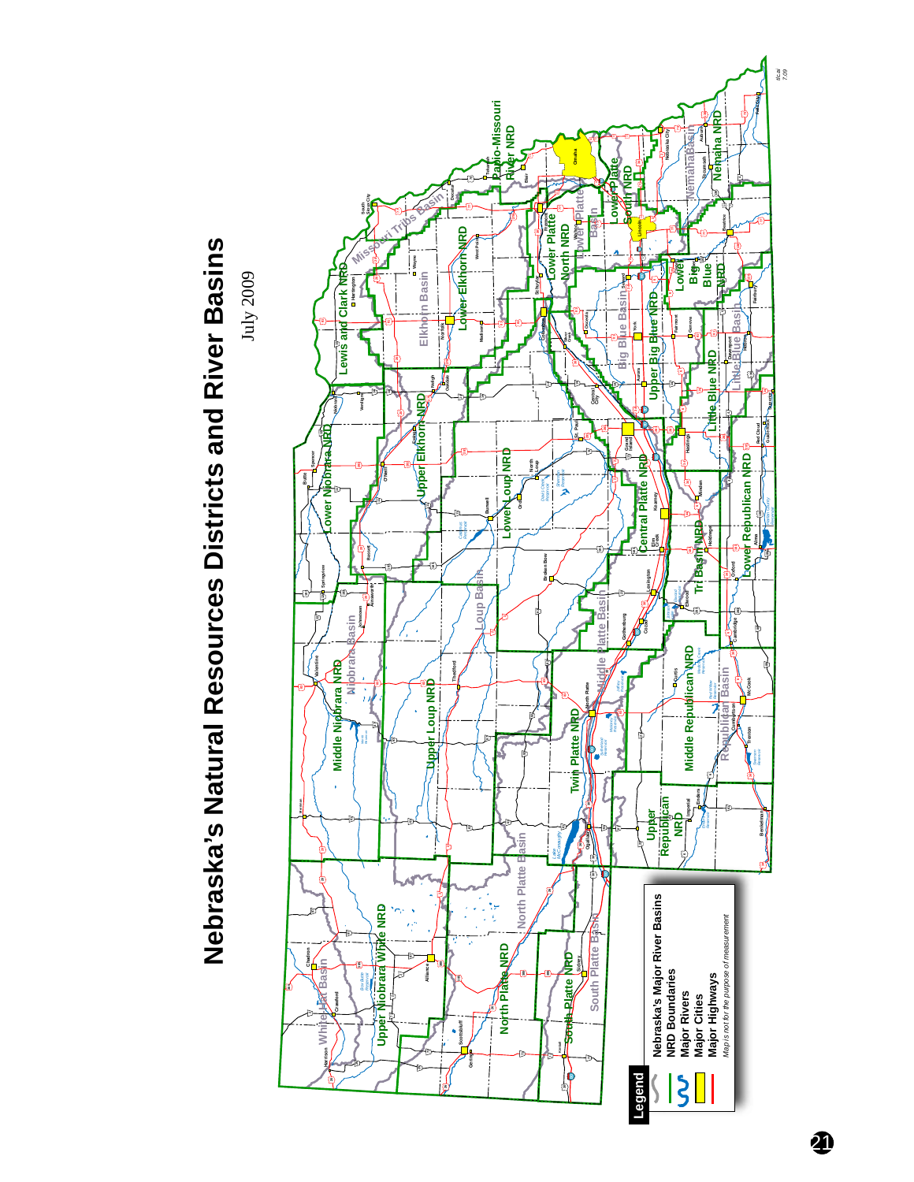# Nebraska's Natural Resources Districts and River Basins

July 2009

White River Basin
Upper Niobrara White NRD
North Platte NRD
South Platte NRD
North Platte Basin
South Platte Basin
Niobrara Basin
Middle Niobrara NRD
Lower Niobrara NRD
Upper Loup NRD
Loup Basin
Lower Loup NRD
Upper Elkhorn NRD
Lewis and Clark NRD
Elkhorn Basin
Lower Elkhorn NRD
Missouri Tribs Basin
Papio-Missouri River NRD
Twin Platte NRD
Middle Platte Basin
Central Platte NRD
Lower Platte North NRD
Lower Platte South NRD
Lower Platte Basin
Upper Republican NRD
Middle Republican NRD
Republican Basin
Lower Republican NRD
Tri Basin NRD
Upper Big Blue NRD
Big Blue Basin
Little Blue NRD
Little Blue Basin
Lower Big Blue NRD
Nemaha Basin
Nemaha NRD

**Legend**

- Nebraska's Major River Basins
- NRD Boundaries
- Major Rivers
- Major Cities
- Major Highways

*Map is not for the purpose of measurement*